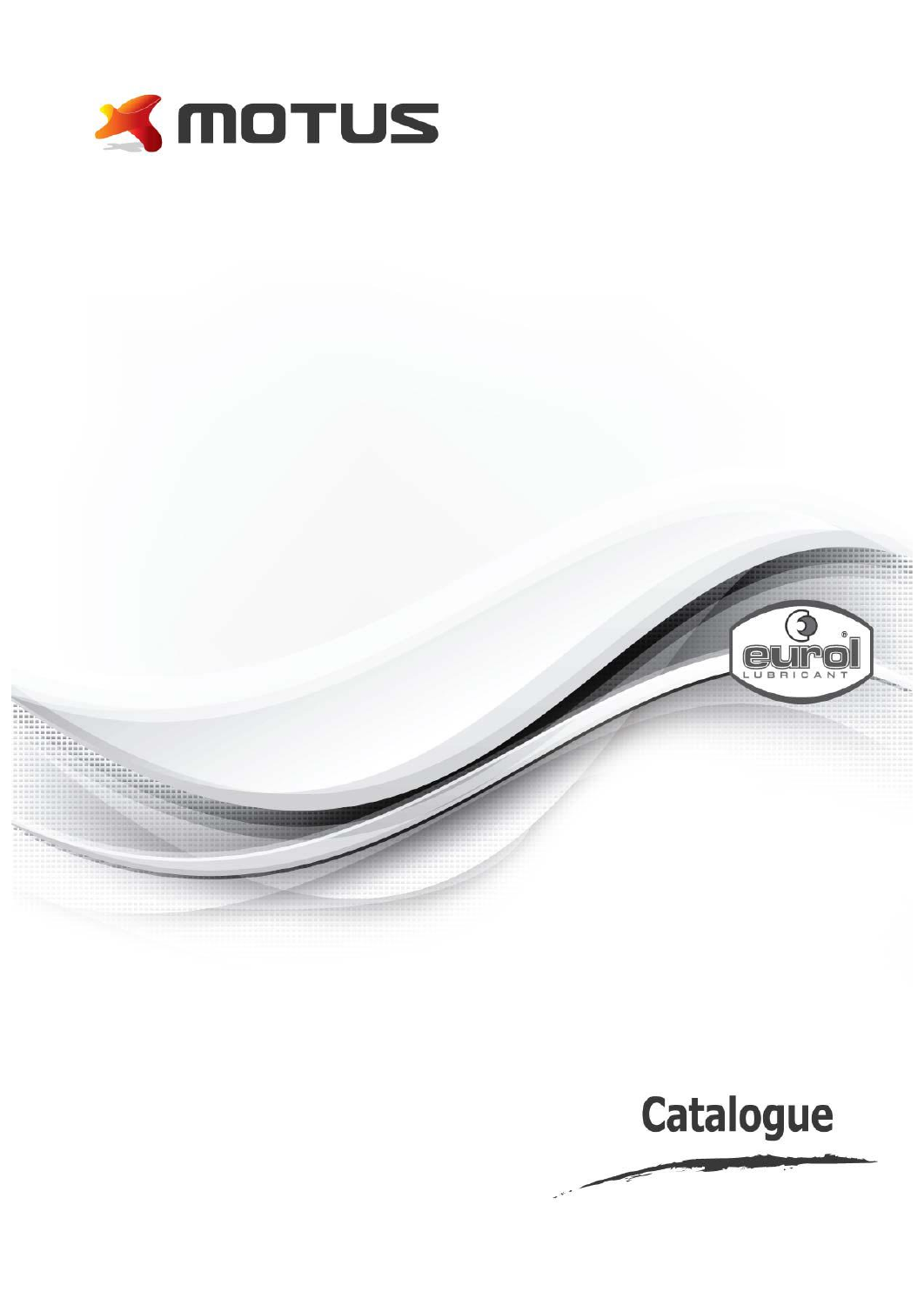MOTUS

eurol LUBRICANT

# Catalogue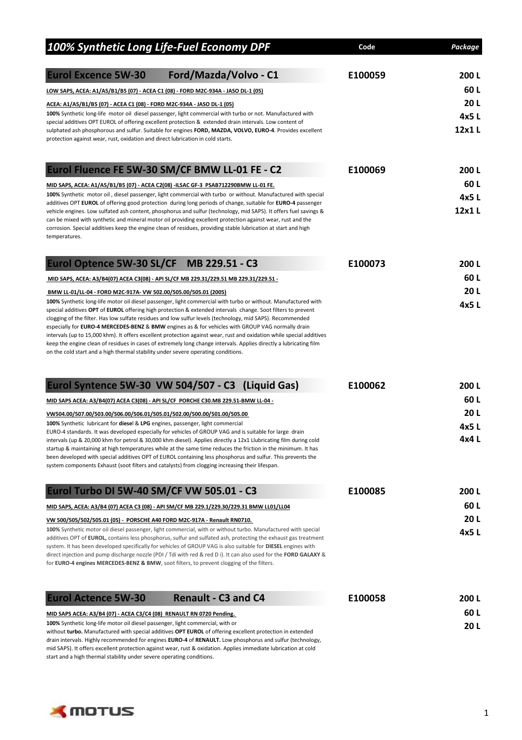# 100% Synthetic Long Life-Fuel Economy DPF

| | Code | Package |
|---|---|---|

## Eurol Excence 5W-30 Ford/Mazda/Volvo - C1

**Code:** E100059

**Package:** 200 L, 60 L, 20 L, 4x5 L, 12x1 L

LOW SAPS, ACEA: A1/A5/B1/B5 (07) - ACEA C1 (08) - FORD M2C-934A - JASO DL-1 (05)

ACEA: A1/A5/B1/B5 (07) - ACEA C1 (08) - FORD M2C-934A - JASO DL-1 (05)

**100%** Synthetic long-life motor oil diesel passenger, light commercial with turbo or not. Manufactured with special additives OPT EUROL of offering excellent protection & extended drain intervals. Low content of sulphated ash phosphorous and sulfur. Suitable for engines **FORD, MAZDA, VOLVO, EURO-4**. Provides excellent protection against wear, rust, oxidation and direct lubrication in cold starts.

## Eurol Fluence FE 5W-30 SM/CF BMW LL-01 FE - C2

**Code:** E100069

**Package:** 200 L, 60 L, 4x5 L, 12x1 L

MID SAPS, ACEA: A1/A5/B1/B5 (07) - ACEA C2(08) -ILSAC GF-3 PSAB712290BMW LL-01 FE.

**100%** Synthetic motor oil , diesel passenger, light commercial with turbo or without. Manufactured with special additives OPT **EUROL** of offering good protection during long periods of change, suitable for **EURO-4** passenger vehicle engines. Low sulfated ash content, phosphorus and sulfur (technology, mid SAPS). It offers fuel savings & can be mixed with synthetic and mineral motor oil providing excellent protection against wear, rust and the corrosion. Special additives keep the engine clean of residues, providing stable lubrication at start and high temperatures.

## Eurol Optence 5W-30 SL/CF MB 229.51 - C3

**Code:** E100073

**Package:** 200 L, 60 L, 20 L, 4x5 L

MID SAPS, ACEA: A3/B4(07) ACEA C3(08) - API SL/CF MB 229.31/229.51 MB 229.31/229.51 -

BMW LL-01/LL-04 - FORD M2C-917A- VW 502.00/505.00/505.01 (2005)

**100%** Synthetic long-life motor oil diesel passenger, light commercial with turbo or without. Manufactured with special additives **OPT** of **EUROL** offering high protection & extended intervals change. Soot filters to prevent clogging of the filter. Has low sulfate residues and low sulfur levels (technology, mid SAPS). Recommended especially for **EURO-4 MERCEDES-BENZ** & **BMW** engines as & for vehicles with GROUP VAG normally drain intervals (up to 15,000 khm). It offers excellent protection against wear, rust and oxidation while special additives keep the engine clean of residues in cases of extremely long change intervals. Applies directly a lubricating film on the cold start and a high thermal stability under severe operating conditions.

## Eurol Syntence 5W-30 VW 504/507 - C3 (Liquid Gas)

**Code:** E100062

**Package:** 200 L, 60 L, 20 L, 4x5 L, 4x4 L

MID SAPS ACEA: A3/B4(07) ACEA C3(08) - API SL/CF PORCHE C30.MB 229.51-BMW LL-04 -

VW504.00/507.00/503.00/506.00/506.01/505.01/502.00/500.00/501.00/505.00

**100%** Synthetic lubricant for **diesel** & **LPG** engines, passenger, light commercial EURO-4 standards. It was developed especially for vehicles of GROUP VAG and is suitable for large drain intervals (up & 20,000 khm for petrol & 30,000 khm diesel). Applies directly a 12x1 Llubricating film during cold startup & maintaining at high temperatures while at the same time reduces the friction in the minimum. It has been developed with special additives OPT of EUROL containing less phosphorus and sulfur. This prevents the system components Exhaust (soot filters and catalysts) from clogging increasing their lifespan.

## Eurol Turbo DI 5W-40 SM/CF VW 505.01 - C3

**Code:** E100085

**Package:** 200 L, 60 L, 20 L, 4x5 L

MID SAPS, ACEA: A3/B4 (07) ACEA C3 (08) - API SM/CF MB 229.1/229.30/229.31 BMW LL01/LL04

VW 500/505/502/505.01 (05) - PORSCHE A40 FORD M2C-917A - Renault RN0710.

**100%** Synthetic motor oil diesel passenger, light commercial, with or without turbo. Manufactured with special additives OPT of **EUROL,** contains less phosphorus, sulfur and sulfated ash, protecting the exhaust gas treatment system. It has been developed specifically for vehicles of GROUP VAG is also suitable for **DIESEL** engines with direct injection and pump discharge nozzle (PDI / Tdi with red & red D i). It can also used for the **FORD GALAXY** & for **EURO-4 engines MERCEDES-BENZ & BMW**, soot filters, to prevent clogging of the filters.

## Eurol Actence 5W-30 Renault - C3 and C4

**Code:** E100058

**Package:** 200 L, 60 L, 20 L

MID SAPS ACEA: A3/B4 (07) - ACEA C3/C4 (08) RENAULT RN 0720 Pending.

**100%** Synthetic long-life motor oil diesel passenger, light commercial, with or without **turbo.** Manufactured with special additives **OPT EUROL** of offering excellent protection in extended drain intervals. Highly recommended for engines **EURO-4** of **RENAULT.** Low phosphorus and sulfur (technology, mid SAPS). It offers excellent protection against wear, rust & oxidation. Applies immediate lubrication at cold start and a high thermal stability under severe operating conditions.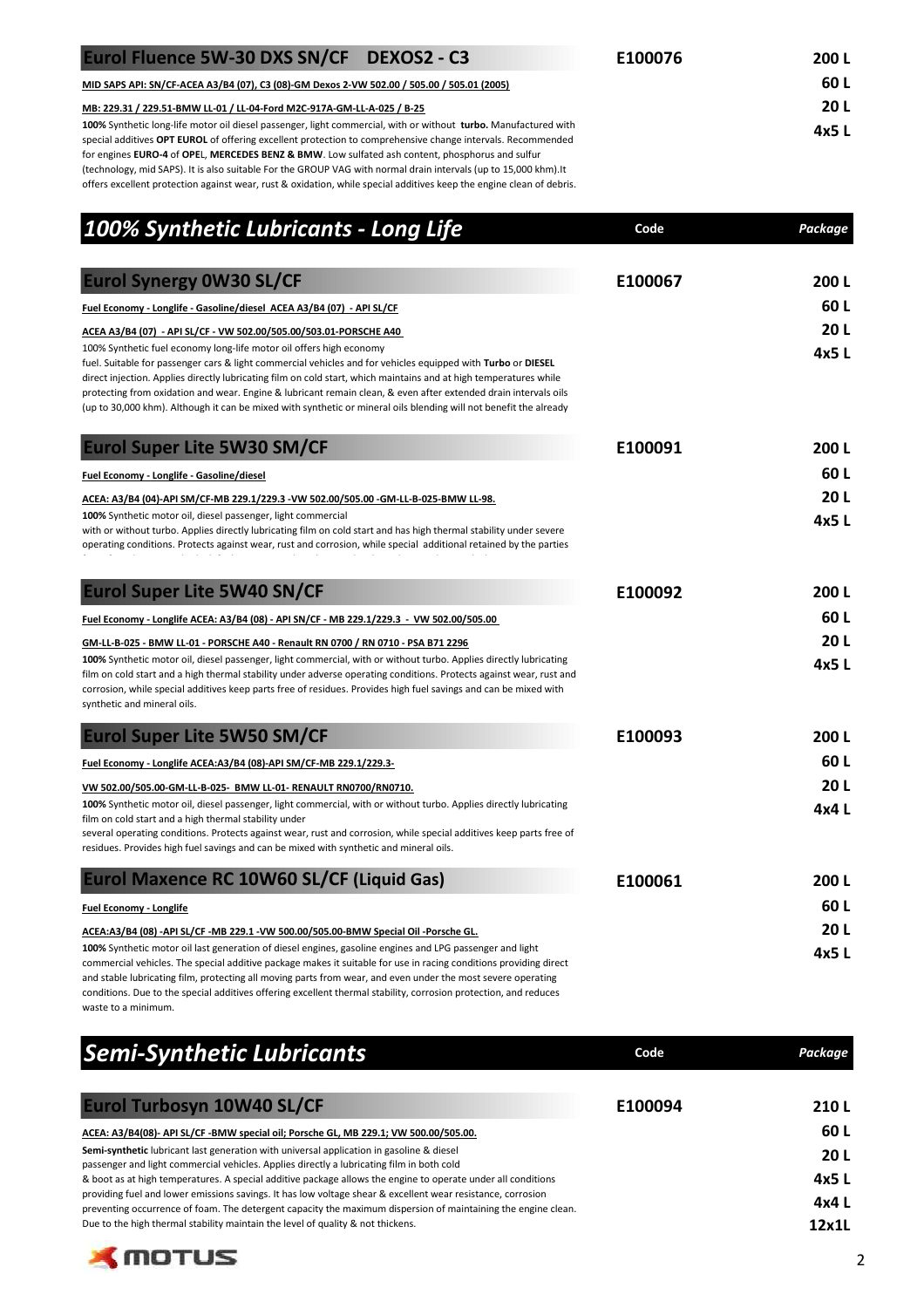## Eurol Fluence 5W-30 DXS SN/CF DEXOS2 - C3

**Code:** E100076
**Package:** 200 L, 60 L, 20 L, 4x5 L

MID SAPS API: SN/CF-ACEA A3/B4 (07), C3 (08)-GM Dexos 2-VW 502.00 / 505.00 / 505.01 (2005)

MB: 229.31 / 229.51-BMW LL-01 / LL-04-Ford M2C-917A-GM-LL-A-025 / B-25

**100%** Synthetic long-life motor oil diesel passenger, light commercial, with or without **turbo.** Manufactured with special additives **OPT EUROL** of offering excellent protection to comprehensive change intervals. Recommended for engines **EURO-4** of **OPE**L, **MERCEDES BENZ & BMW**. Low sulfated ash content, phosphorus and sulfur (technology, mid SAPS). It is also suitable For the GROUP VAG with normal drain intervals (up to 15,000 khm).It offers excellent protection against wear, rust & oxidation, while special additives keep the engine clean of debris.

# *100% Synthetic Lubricants - Long Life*

| | Code | *Package* |
|---|---|---|

## Eurol Synergy 0W30 SL/CF

**Code:** E100067
**Package:** 200 L, 60 L, 20 L, 4x5 L

Fuel Economy - Longlife - Gasoline/diesel ACEA A3/B4 (07) - API SL/CF

ACEA A3/B4 (07) - API SL/CF - VW 502.00/505.00/503.01-PORSCHE A40

100% Synthetic fuel economy long-life motor oil offers high economy fuel. Suitable for passenger cars & light commercial vehicles and for vehicles equipped with **Turbo** or **DIESEL** direct injection. Applies directly lubricating film on cold start, which maintains and at high temperatures while protecting from oxidation and wear. Engine & lubricant remain clean, & even after extended drain intervals oils (up to 30,000 khm). Although it can be mixed with synthetic or mineral oils blending will not benefit the already

## Eurol Super Lite 5W30 SM/CF

**Code:** E100091
**Package:** 200 L, 60 L, 20 L, 4x5 L

Fuel Economy - Longlife - Gasoline/diesel

ACEA: A3/B4 (04)-API SM/CF-MB 229.1/229.3 -VW 502.00/505.00 -GM-LL-B-025-BMW LL-98.

**100%** Synthetic motor oil, diesel passenger, light commercial with or without turbo. Applies directly lubricating film on cold start and has high thermal stability under severe operating conditions. Protects against wear, rust and corrosion, while special additional retained by the parties

## Eurol Super Lite 5W40 SN/CF

**Code:** E100092
**Package:** 200 L, 60 L, 20 L, 4x5 L

Fuel Economy - Longlife ACEA: A3/B4 (08) - API SN/CF - MB 229.1/229.3 - VW 502.00/505.00

GM-LL-B-025 - BMW LL-01 - PORSCHE A40 - Renault RN 0700 / RN 0710 - PSA B71 2296

**100%** Synthetic motor oil, diesel passenger, light commercial, with or without turbo. Applies directly lubricating film on cold start and a high thermal stability under adverse operating conditions. Protects against wear, rust and corrosion, while special additives keep parts free of residues. Provides high fuel savings and can be mixed with synthetic and mineral oils.

## Eurol Super Lite 5W50 SM/CF

**Code:** E100093
**Package:** 200 L, 60 L, 20 L, 4x4 L

Fuel Economy - Longlife ACEA:A3/B4 (08)-API SM/CF-MB 229.1/229.3-

VW 502.00/505.00-GM-LL-B-025- BMW LL-01- RENAULT RN0700/RN0710.

**100%** Synthetic motor oil, diesel passenger, light commercial, with or without turbo. Applies directly lubricating film on cold start and a high thermal stability under several operating conditions. Protects against wear, rust and corrosion, while special additives keep parts free of residues. Provides high fuel savings and can be mixed with synthetic and mineral oils.

## Eurol Maxence RC 10W60 SL/CF (Liquid Gas)

**Code:** E100061
**Package:** 200 L, 60 L, 20 L, 4x5 L

Fuel Economy - Longlife

ACEA:A3/B4 (08) -API SL/CF -MB 229.1 -VW 500.00/505.00-BMW Special Oil -Porsche GL.

**100%** Synthetic motor oil last generation of diesel engines, gasoline engines and LPG passenger and light commercial vehicles. The special additive package makes it suitable for use in racing conditions providing direct and stable lubricating film, protecting all moving parts from wear, and even under the most severe operating conditions. Due to the special additives offering excellent thermal stability, corrosion protection, and reduces waste to a minimum.

# *Semi-Synthetic Lubricants*

| | Code | *Package* |
|---|---|---|

## Eurol Turbosyn 10W40 SL/CF

**Code:** E100094
**Package:** 210 L, 60 L, 20 L, 4x5 L, 4x4 L, 12x1L

ACEA: A3/B4(08)- API SL/CF -BMW special oil; Porsche GL, MB 229.1; VW 500.00/505.00.

**Semi-synthetic** lubricant last generation with universal application in gasoline & diesel passenger and light commercial vehicles. Applies directly a lubricating film in both cold & boot as at high temperatures. A special additive package allows the engine to operate under all conditions providing fuel and lower emissions savings. It has low voltage shear & excellent wear resistance, corrosion preventing occurrence of foam. The detergent capacity the maximum dispersion of maintaining the engine clean. Due to the high thermal stability maintain the level of quality & not thickens.

MOTUS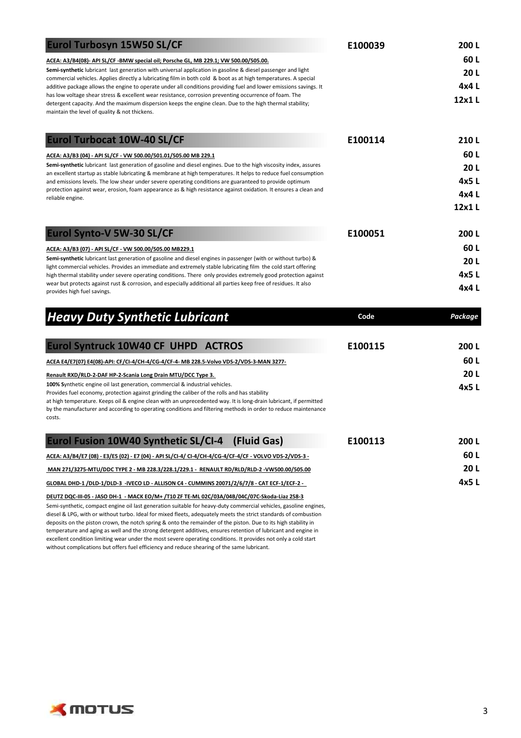## Eurol Turbosyn 15W50 SL/CF

**Code:** E100039

**Package:** 200 L, 60 L, 20 L, 4x4 L, 12x1 L

**ACEA: A3/B4(08)- API SL/CF -BMW special oil; Porsche GL, MB 229.1; VW 500.00/505.00.**

**Semi-synthetic** lubricant last generation with universal application in gasoline & diesel passenger and light commercial vehicles. Applies directly a lubricating film in both cold & boot as at high temperatures. A special additive package allows the engine to operate under all conditions providing fuel and lower emissions savings. It has low voltage shear stress & excellent wear resistance, corrosion preventing occurrence of foam. The detergent capacity. And the maximum dispersion keeps the engine clean. Due to the high thermal stability; maintain the level of quality & not thickens.

## Eurol Turbocat 10W-40 SL/CF

**Code:** E100114

**Package:** 210 L, 60 L, 20 L, 4x5 L, 4x4 L, 12x1 L

**ACEA: A3/B3 (04) - API SL/CF - VW 500.00/501.01/505.00 MB 229.1**

**Semi-synthetic** lubricant last generation of gasoline and diesel engines. Due to the high viscosity index, assures an excellent startup as stable lubricating & membrane at high temperatures. It helps to reduce fuel consumption and emissions levels. The low shear under severe operating conditions are guaranteed to provide optimum protection against wear, erosion, foam appearance as & high resistance against oxidation. It ensures a clean and reliable engine.

## Eurol Synto-V 5W-30 SL/CF

**Code:** E100051

**Package:** 200 L, 60 L, 20 L, 4x5 L, 4x4 L

**ACEA: A3/B3 (07) - API SL/CF - VW 500.00/505.00 MB229.1**

**Semi-synthetic** lubricant last generation of gasoline and diesel engines in passenger (with or without turbo) & light commercial vehicles. Provides an immediate and extremely stable lubricating film the cold start offering high thermal stability under severe operating conditions. There only provides extremely good protection against wear but protects against rust & corrosion, and especially additional all parties keep free of residues. It also provides high fuel savings.

# *Heavy Duty Synthetic Lubricant*

| Code | *Package* |
|---|---|

## Eurol Syntruck 10W40 CF UHPD ACTROS

**Code:** E100115

**Package:** 200 L, 60 L, 20 L, 4x5 L

**ACEA E4/E7(07) E4(08)-API: CF/CI-4/CH-4/CG-4/CF-4- MB 228.5-Volvo VDS-2/VDS-3-MAN 3277-**

**Renault RXD/RLD-2-DAF HP-2-Scania Long Drain MTU/DCC Type 3.**

**100% S**ynthetic engine oil last generation, commercial & industrial vehicles.
Provides fuel economy, protection against grinding the caliber of the rolls and has stability at high temperature. Keeps oil & engine clean with an unprecedented way. It is long-drain lubricant, if permitted by the manufacturer and according to operating conditions and filtering methods in order to reduce maintenance costs.

## Eurol Fusion 10W40 Synthetic SL/CI-4 (Fluid Gas)

**Code:** E100113

**Package:** 200 L, 60 L, 20 L, 4x5 L

**ACEA: A3/B4/E7 (08) - E3/E5 (02) - E7 (04) - API SL/CI-4/ CI-4/CH-4/CG-4/CF-4/CF - VOLVO VDS-2/VDS-3 -**

**MAN 271/3275-MTU/DDC TYPE 2 - MB 228.3/228.1/229.1 - RENAULT RD/RLD/RLD-2 -VW500.00/505.00**

**GLOBAL DHD-1 /DLD-1/DLD-3 -IVECO LD - ALLISON C4 - CUMMINS 20071/2/6/7/8 - CAT ECF-1/ECF-2 -**

**DEUTZ DQC-III-05 - JASO DH-1 - MACK EO/M+ /T10 ZF TE-ML 02C/03A/04B/04C/07C-Skoda-Liaz 258-3**

Semi-synthetic, compact engine oil last generation suitable for heavy-duty commercial vehicles, gasoline engines, diesel & LPG, with or without turbo. Ideal for mixed fleets, adequately meets the strict standards of combustion deposits on the piston crown, the notch spring & onto the remainder of the piston. Due to its high stability in temperature and aging as well and the strong detergent additives, ensures retention of lubricant and engine in excellent condition limiting wear under the most severe operating conditions. It provides not only a cold start without complications but offers fuel efficiency and reduce shearing of the same lubricant.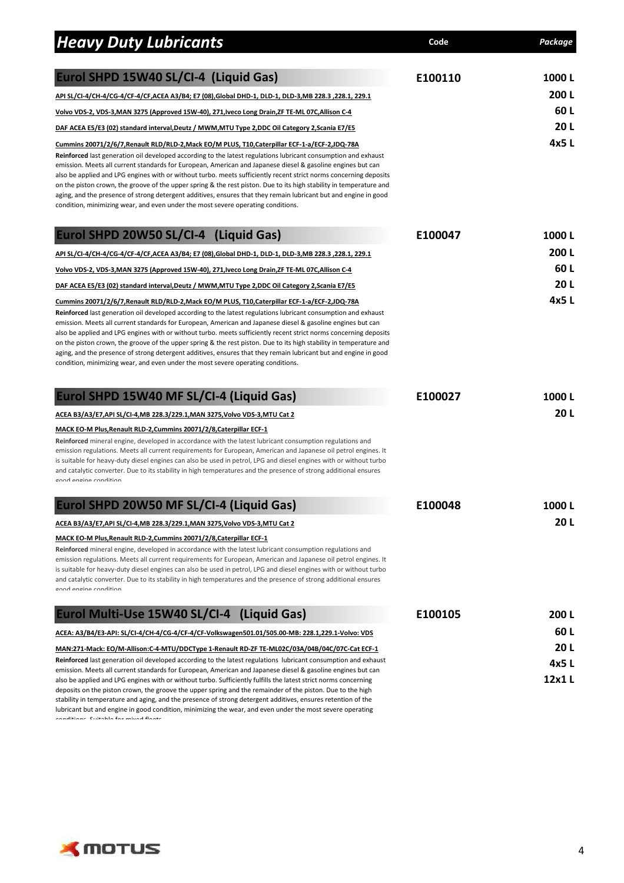# Heavy Duty Lubricants

| | Code | *Package* |
|---|---|---|
| **Eurol SHPD 15W40 SL/CI-4 (Liquid Gas)** | **E100110** | **1000 L** |
| API SL/CI-4/CH-4/CG-4/CF-4/CF,ACEA A3/B4; E7 (08),Global DHD-1, DLD-1, DLD-3,MB 228.3 ,228.1, 229.1 | | **200 L** |
| Volvo VDS-2, VDS-3,MAN 3275 (Approved 15W-40), 271,Iveco Long Drain,ZF TE-ML 07C,Allison C-4 | | **60 L** |
| DAF ACEA E5/E3 (02) standard interval,Deutz / MWM,MTU Type 2,DDC Oil Category 2,Scania E7/E5 | | **20 L** |
| Cummins 20071/2/6/7,Renault RLD/RLD-2,Mack EO/M PLUS, T10,Caterpillar ECF-1-a/ECF-2,JDQ-78A | | **4x5 L** |

**Reinforced** last generation oil developed according to the latest regulations lubricant consumption and exhaust emission. Meets all current standards for European, American and Japanese diesel & gasoline engines but can also be applied and LPG engines with or without turbo. meets sufficiently recent strict norms concerning deposits on the piston crown, the groove of the upper spring & the rest piston. Due to its high stability in temperature and aging, and the presence of strong detergent additives, ensures that they remain lubricant but and engine in good condition, minimizing wear, and even under the most severe operating conditions.

| | Code | Package |
|---|---|---|
| **Eurol SHPD 20W50 SL/CI-4 (Liquid Gas)** | **E100047** | **1000 L** |
| API SL/CI-4/CH-4/CG-4/CF-4/CF,ACEA A3/B4; E7 (08),Global DHD-1, DLD-1, DLD-3,MB 228.3 ,228.1, 229.1 | | **200 L** |
| Volvo VDS-2, VDS-3,MAN 3275 (Approved 15W-40), 271,Iveco Long Drain,ZF TE-ML 07C,Allison C-4 | | **60 L** |
| DAF ACEA E5/E3 (02) standard interval,Deutz / MWM,MTU Type 2,DDC Oil Category 2,Scania E7/E5 | | **20 L** |
| Cummins 20071/2/6/7,Renault RLD/RLD-2,Mack EO/M PLUS, T10,Caterpillar ECF-1-a/ECF-2,JDQ-78A | | **4x5 L** |

**Reinforced** last generation oil developed according to the latest regulations lubricant consumption and exhaust emission. Meets all current standards for European, American and Japanese diesel & gasoline engines but can also be applied and LPG engines with or without turbo. meets sufficiently recent strict norms concerning deposits on the piston crown, the groove of the upper spring & the rest piston. Due to its high stability in temperature and aging, and the presence of strong detergent additives, ensures that they remain lubricant but and engine in good condition, minimizing wear, and even under the most severe operating conditions.

| | Code | Package |
|---|---|---|
| **Eurol SHPD 15W40 MF SL/CI-4 (Liquid Gas)** | **E100027** | **1000 L** |
| ACEA B3/A3/E7,API SL/CI-4,MB 228.3/229.1,MAN 3275,Volvo VDS-3,MTU Cat 2 | | **20 L** |
| MACK EO-M Plus,Renault RLD-2,Cummins 20071/2/8,Caterpillar ECF-1 | | |

**Reinforced** mineral engine, developed in accordance with the latest lubricant consumption regulations and emission regulations. Meets all current requirements for European, American and Japanese oil petrol engines. It is suitable for heavy-duty diesel engines can also be used in petrol, LPG and diesel engines with or without turbo and catalytic converter. Due to its stability in high temperatures and the presence of strong additional ensures good engine condition

| | Code | Package |
|---|---|---|
| **Eurol SHPD 20W50 MF SL/CI-4 (Liquid Gas)** | **E100048** | **1000 L** |
| ACEA B3/A3/E7,API SL/CI-4,MB 228.3/229.1,MAN 3275,Volvo VDS-3,MTU Cat 2 | | **20 L** |
| MACK EO-M Plus,Renault RLD-2,Cummins 20071/2/8,Caterpillar ECF-1 | | |

**Reinforced** mineral engine, developed in accordance with the latest lubricant consumption regulations and emission regulations. Meets all current requirements for European, American and Japanese oil petrol engines. It is suitable for heavy-duty diesel engines can also be used in petrol, LPG and diesel engines with or without turbo and catalytic converter. Due to its stability in high temperatures and the presence of strong additional ensures good engine condition

| | Code | Package |
|---|---|---|
| **Eurol Multi-Use 15W40 SL/CI-4 (Liquid Gas)** | **E100105** | **200 L** |
| ACEA: A3/B4/E3-API: SL/CI-4/CH-4/CG-4/CF-4/CF-Volkswagen501.01/505.00-MB: 228.1,229.1-Volvo: VDS | | **60 L** |
| MAN:271-Mack: EO/M-Allison:C-4-MTU/DDCType 1-Renault RD-ZF TE-ML02C/03A/04B/04C/07C-Cat ECF-1 | | **20 L** |
| | | **4x5 L** |
| | | **12x1 L** |

**Reinforced** last generation oil developed according to the latest regulations lubricant consumption and exhaust emission. Meets all current standards for European, American and Japanese diesel & gasoline engines but can also be applied and LPG engines with or without turbo. Sufficiently fulfills the latest strict norms concerning deposits on the piston crown, the groove the upper spring and the remainder of the piston. Due to the high stability in temperature and aging, and the presence of strong detergent additives, ensures retention of the lubricant but and engine in good condition, minimizing the wear, and even under the most severe operating conditions. Suitable for mixed fleets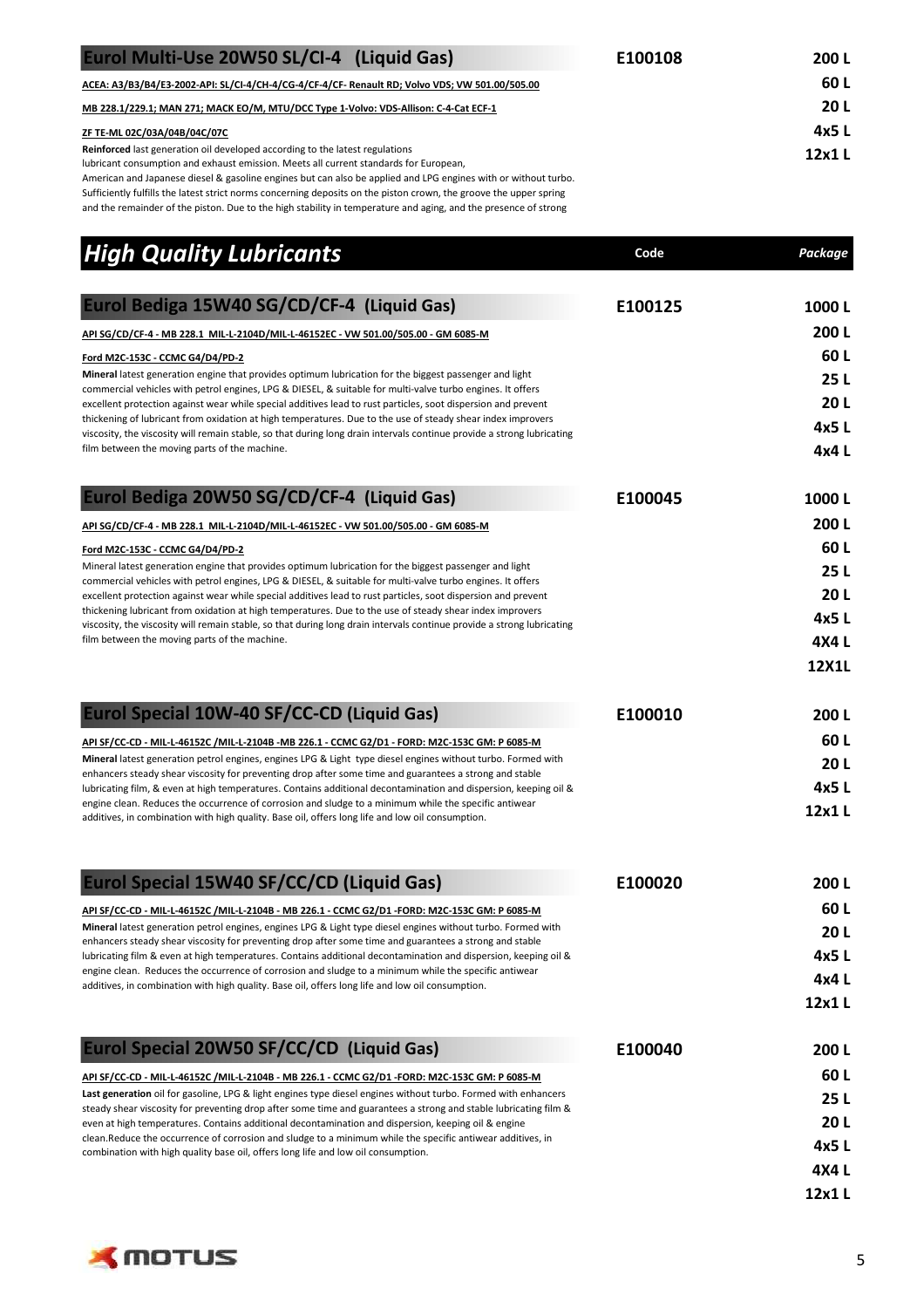## Eurol Multi-Use 20W50 SL/CI-4 (Liquid Gas)

**E100108**

200 L
60 L
20 L
4x5 L
12x1 L

ACEA: A3/B3/B4/E3-2002-API: SL/CI-4/CH-4/CG-4/CF-4/CF- Renault RD; Volvo VDS; VW 501.00/505.00

MB 228.1/229.1; MAN 271; MACK EO/M, MTU/DCC Type 1-Volvo: VDS-Allison: C-4-Cat ECF-1

ZF TE-ML 02C/03A/04B/04C/07C

**Reinforced** last generation oil developed according to the latest regulations lubricant consumption and exhaust emission. Meets all current standards for European, American and Japanese diesel & gasoline engines but can also be applied and LPG engines with or without turbo. Sufficiently fulfills the latest strict norms concerning deposits on the piston crown, the groove the upper spring and the remainder of the piston. Due to the high stability in temperature and aging, and the presence of strong

# *High Quality Lubricants*

| | Code | *Package* |
|---|---|---|

## Eurol Bediga 15W40 SG/CD/CF-4 (Liquid Gas)

**E100125**

1000 L
200 L
60 L
25 L
20 L
4x5 L
4x4 L

API SG/CD/CF-4 - MB 228.1 MIL-L-2104D/MIL-L-46152EC - VW 501.00/505.00 - GM 6085-M

Ford M2C-153C - CCMC G4/D4/PD-2

**Mineral** latest generation engine that provides optimum lubrication for the biggest passenger and light commercial vehicles with petrol engines, LPG & DIESEL, & suitable for multi-valve turbo engines. It offers excellent protection against wear while special additives lead to rust particles, soot dispersion and prevent thickening of lubricant from oxidation at high temperatures. Due to the use of steady shear index improvers viscosity, the viscosity will remain stable, so that during long drain intervals continue provide a strong lubricating film between the moving parts of the machine.

## Eurol Bediga 20W50 SG/CD/CF-4 (Liquid Gas)

**E100045**

1000 L
200 L
60 L
25 L
20 L
4x5 L
4X4 L
12X1L

API SG/CD/CF-4 - MB 228.1 MIL-L-2104D/MIL-L-46152EC - VW 501.00/505.00 - GM 6085-M

Ford M2C-153C - CCMC G4/D4/PD-2

Mineral latest generation engine that provides optimum lubrication for the biggest passenger and light commercial vehicles with petrol engines, LPG & DIESEL, & suitable for multi-valve turbo engines. It offers excellent protection against wear while special additives lead to rust particles, soot dispersion and prevent thickening lubricant from oxidation at high temperatures. Due to the use of steady shear index improvers viscosity, the viscosity will remain stable, so that during long drain intervals continue provide a strong lubricating film between the moving parts of the machine.

## Eurol Special 10W-40 SF/CC-CD (Liquid Gas)

**E100010**

200 L
60 L
20 L
4x5 L
12x1 L

API SF/CC-CD - MIL-L-46152C /MIL-L-2104B -MB 226.1 - CCMC G2/D1 - FORD: M2C-153C GM: P 6085-M

**Mineral** latest generation petrol engines, engines LPG & Light type diesel engines without turbo. Formed with enhancers steady shear viscosity for preventing drop after some time and guarantees a strong and stable lubricating film, & even at high temperatures. Contains additional decontamination and dispersion, keeping oil & engine clean. Reduces the occurrence of corrosion and sludge to a minimum while the specific antiwear additives, in combination with high quality. Base oil, offers long life and low oil consumption.

## Eurol Special 15W40 SF/CC/CD (Liquid Gas)

**E100020**

200 L
60 L
20 L
4x5 L
4x4 L
12x1 L

API SF/CC-CD - MIL-L-46152C /MIL-L-2104B - MB 226.1 - CCMC G2/D1 -FORD: M2C-153C GM: P 6085-M

**Mineral** latest generation petrol engines, engines LPG & Light type diesel engines without turbo. Formed with enhancers steady shear viscosity for preventing drop after some time and guarantees a strong and stable lubricating film & even at high temperatures. Contains additional decontamination and dispersion, keeping oil & engine clean. Reduces the occurrence of corrosion and sludge to a minimum while the specific antiwear additives, in combination with high quality. Base oil, offers long life and low oil consumption.

## Eurol Special 20W50 SF/CC/CD (Liquid Gas)

**E100040**

200 L
60 L
25 L
20 L
4x5 L
4X4 L
12x1 L

API SF/CC-CD - MIL-L-46152C /MIL-L-2104B - MB 226.1 - CCMC G2/D1 -FORD: M2C-153C GM: P 6085-M

**Last generation** oil for gasoline, LPG & light engines type diesel engines without turbo. Formed with enhancers steady shear viscosity for preventing drop after some time and guarantees a strong and stable lubricating film & even at high temperatures. Contains additional decontamination and dispersion, keeping oil & engine clean.Reduce the occurrence of corrosion and sludge to a minimum while the specific antiwear additives, in combination with high quality base oil, offers long life and low oil consumption.

MOTUS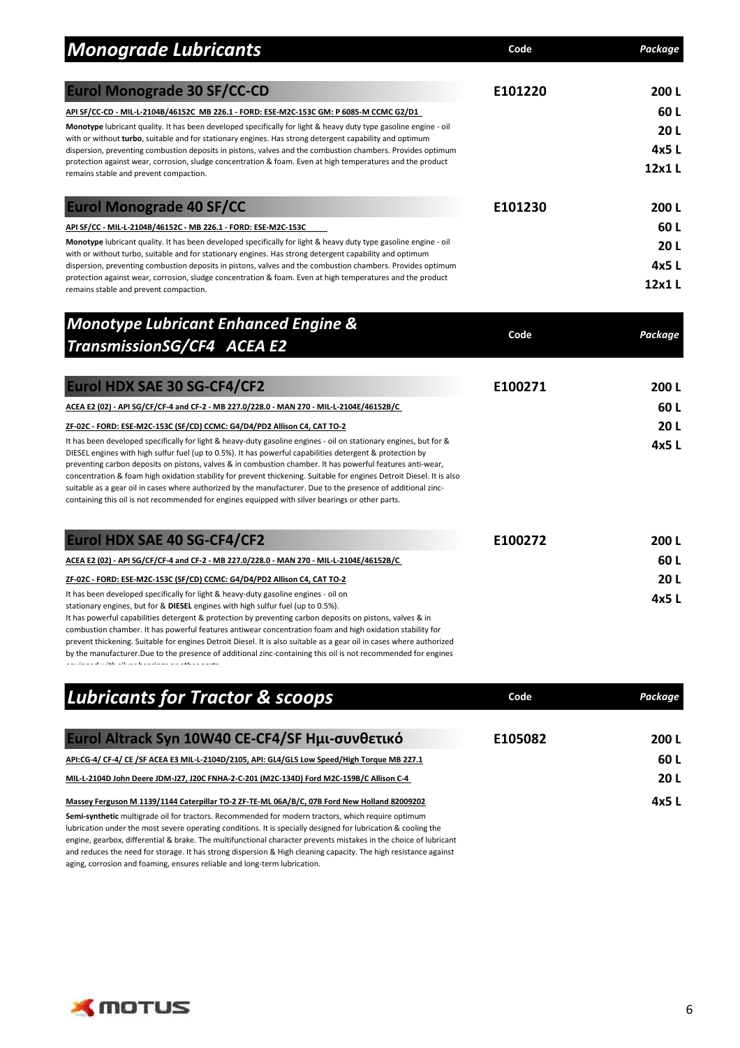## *Monograde Lubricants*

| | Code | *Package* |
|---|---|---|

### Eurol Monograde 30 SF/CC-CD

**Code:** E101220

**Package:** 200 L, 60 L, 20 L, 4x5 L, 12x1 L

API SF/CC-CD - MIL-L-2104B/46152C MB 226.1 - FORD: ESE-M2C-153C GM: P 6085-M CCMC G2/D1

**Monotype** lubricant quality. It has been developed specifically for light & heavy duty type gasoline engine - oil with or without **turbo**, suitable and for stationary engines. Has strong detergent capability and optimum dispersion, preventing combustion deposits in pistons, valves and the combustion chambers. Provides optimum protection against wear, corrosion, sludge concentration & foam. Even at high temperatures and the product remains stable and prevent compaction.

### Eurol Monograde 40 SF/CC

**Code:** E101230

**Package:** 200 L, 60 L, 20 L, 4x5 L, 12x1 L

API SF/CC - MIL-L-2104B/46152C - MB 226.1 - FORD: ESE-M2C-153C

**Monotype** lubricant quality. It has been developed specifically for light & heavy duty type gasoline engine - oil with or without turbo, suitable and for stationary engines. Has strong detergent capability and optimum dispersion, preventing combustion deposits in pistons, valves and the combustion chambers. Provides optimum protection against wear, corrosion, sludge concentration & foam. Even at high temperatures and the product remains stable and prevent compaction.

## *Monotype Lubricant Enhanced Engine & TransmissionSG/CF4 ACEA E2*

| | Code | *Package* |
|---|---|---|

### Eurol HDX SAE 30 SG-CF4/CF2

**Code:** E100271

**Package:** 200 L, 60 L, 20 L, 4x5 L

ACEA E2 (02) - API SG/CF/CF-4 and CF-2 - MB 227.0/228.0 - MAN 270 - MIL-L-2104E/46152B/C

ZF-02C - FORD: ESE-M2C-153C (SF/CD) CCMC: G4/D4/PD2 Allison C4, CAT TO-2

It has been developed specifically for light & heavy-duty gasoline engines - oil on stationary engines, but for & DIESEL engines with high sulfur fuel (up to 0.5%). It has powerful capabilities detergent & protection by preventing carbon deposits on pistons, valves & in combustion chamber. It has powerful features anti-wear, concentration & foam high oxidation stability for prevent thickening. Suitable for engines Detroit Diesel. It is also suitable as a gear oil in cases where authorized by the manufacturer. Due to the presence of additional zinc-containing this oil is not recommended for engines equipped with silver bearings or other parts.

### Eurol HDX SAE 40 SG-CF4/CF2

**Code:** E100272

**Package:** 200 L, 60 L, 20 L, 4x5 L

ACEA E2 (02) - API SG/CF/CF-4 and CF-2 - MB 227.0/228.0 - MAN 270 - MIL-L-2104E/46152B/C

ZF-02C - FORD: ESE-M2C-153C (SF/CD) CCMC: G4/D4/PD2 Allison C4, CAT TO-2

It has been developed specifically for light & heavy-duty gasoline engines - oil on stationary engines, but for & **DIESEL** engines with high sulfur fuel (up to 0.5%). It has powerful capabilities detergent & protection by preventing carbon deposits on pistons, valves & in combustion chamber. It has powerful features antiwear concentration foam and high oxidation stability for prevent thickening. Suitable for engines Detroit Diesel. It is also suitable as a gear oil in cases where authorized by the manufacturer.Due to the presence of additional zinc-containing this oil is not recommended for engines equipped with silver bearings or other parts.

## *Lubricants for Tractor & scoops*

| | Code | *Package* |
|---|---|---|

### Eurol Altrack Syn 10W40 CE-CF4/SF Ημι-συνθετικό

**Code:** E105082

**Package:** 200 L, 60 L, 20 L, 4x5 L

API:CG-4/ CF-4/ CE /SF ACEA E3 MIL-L-2104D/2105, API: GL4/GL5 Low Speed/High Torque MB 227.1

MIL-L-2104D John Deere JDM-J27, J20C FNHA-2-C-201 (M2C-134D) Ford M2C-159B/C Allison C-4

Massey Ferguson M 1139/1144 Caterpillar TO-2 ZF-TE-ML 06A/B/C, 07B Ford New Holland 82009202

**Semi-synthetic** multigrade oil for tractors. Recommended for modern tractors, which require optimum lubrication under the most severe operating conditions. It is specially designed for lubrication & cooling the engine, gearbox, differential & brake. The multifunctional character prevents mistakes in the choice of lubricant and reduces the need for storage. It has strong dispersion & High cleaning capacity. The high resistance against aging, corrosion and foaming, ensures reliable and long-term lubrication.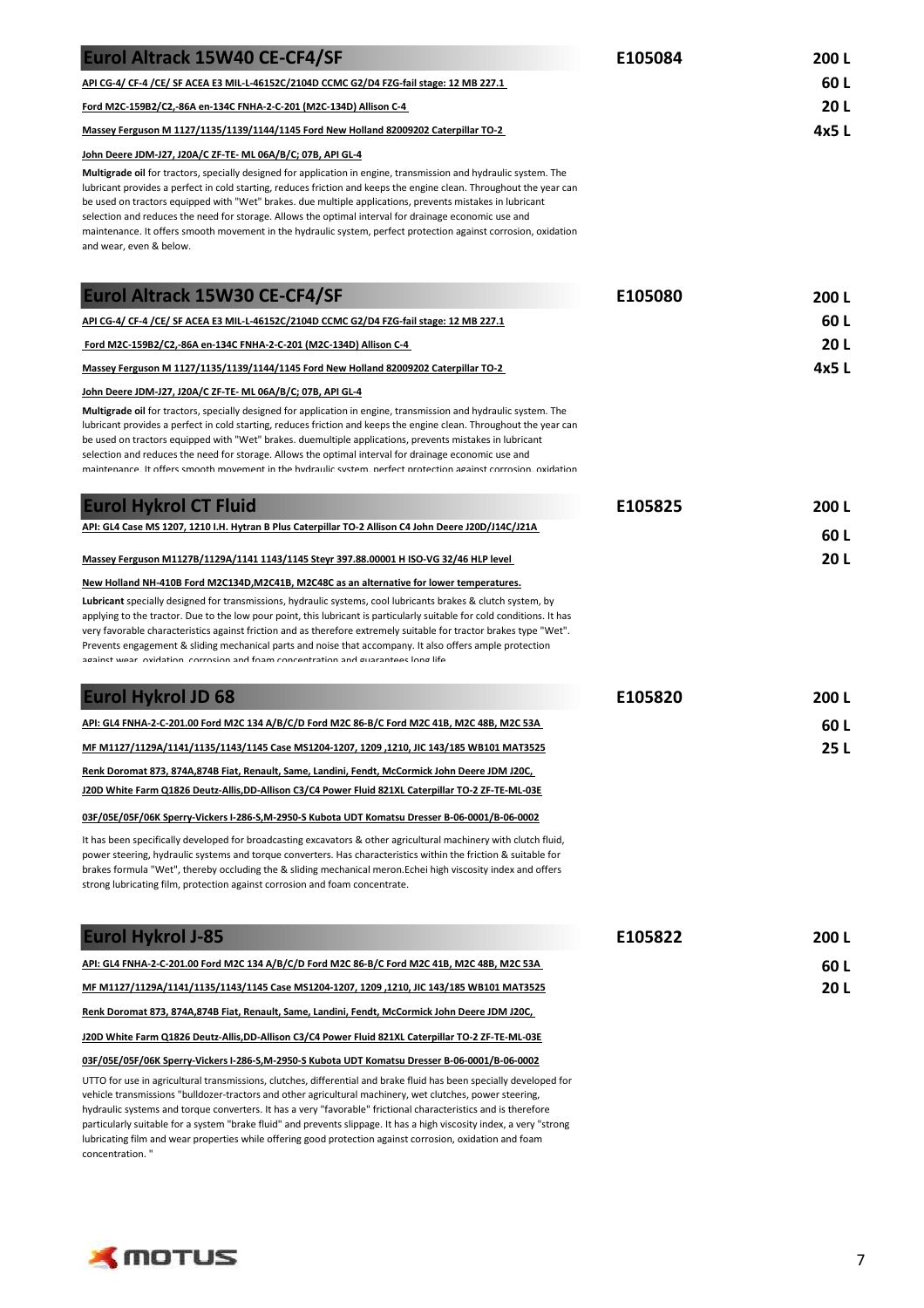## Eurol Altrack 15W40 CE-CF4/SF

**E105084** — 200 L / 60 L / 20 L / 4x5 L

API CG-4/ CF-4 /CE/ SF ACEA E3 MIL-L-46152C/2104D CCMC G2/D4 FZG-fail stage: 12 MB 227.1

Ford M2C-159B2/C2,-86A en-134C FNHA-2-C-201 (M2C-134D) Allison C-4

Massey Ferguson M 1127/1135/1139/1144/1145 Ford New Holland 82009202 Caterpillar TO-2

John Deere JDM-J27, J20A/C ZF-TE- ML 06A/B/C; 07B, API GL-4

**Multigrade oil** for tractors, specially designed for application in engine, transmission and hydraulic system. The lubricant provides a perfect in cold starting, reduces friction and keeps the engine clean. Throughout the year can be used on tractors equipped with "Wet" brakes. due multiple applications, prevents mistakes in lubricant selection and reduces the need for storage. Allows the optimal interval for drainage economic use and maintenance. It offers smooth movement in the hydraulic system, perfect protection against corrosion, oxidation and wear, even & below.

## Eurol Altrack 15W30 CE-CF4/SF

**E105080** — 200 L / 60 L / 20 L / 4x5 L

API CG-4/ CF-4 /CE/ SF ACEA E3 MIL-L-46152C/2104D CCMC G2/D4 FZG-fail stage: 12 MB 227.1

Ford M2C-159B2/C2,-86A en-134C FNHA-2-C-201 (M2C-134D) Allison C-4

Massey Ferguson M 1127/1135/1139/1144/1145 Ford New Holland 82009202 Caterpillar TO-2

John Deere JDM-J27, J20A/C ZF-TE- ML 06A/B/C; 07B, API GL-4

**Multigrade oil** for tractors, specially designed for application in engine, transmission and hydraulic system. The lubricant provides a perfect in cold starting, reduces friction and keeps the engine clean. Throughout the year can be used on tractors equipped with "Wet" brakes. duemultiple applications, prevents mistakes in lubricant selection and reduces the need for storage. Allows the optimal interval for drainage economic use and maintenance. It offers smooth movement in the hydraulic system, perfect protection against corrosion, oxidation

## Eurol Hykrol CT Fluid

**E105825** — 200 L / 60 L / 20 L

API: GL4 Case MS 1207, 1210 I.H. Hytran B Plus Caterpillar TO-2 Allison C4 John Deere J20D/J14C/J21A

Massey Ferguson M1127B/1129A/1141 1143/1145 Steyr 397.88.00001 H ISO-VG 32/46 HLP level

New Holland NH-410B Ford M2C134D,M2C41B, M2C48C as an alternative for lower temperatures.

**Lubricant** specially designed for transmissions, hydraulic systems, cool lubricants brakes & clutch system, by applying to the tractor. Due to the low pour point, this lubricant is particularly suitable for cold conditions. It has very favorable characteristics against friction and as therefore extremely suitable for tractor brakes type "Wet". Prevents engagement & sliding mechanical parts and noise that accompany. It also offers ample protection against wear, oxidation, corrosion and foam concentration and guarantees long life

## Eurol Hykrol JD 68

**E105820** — 200 L / 60 L / 25 L

API: GL4 FNHA-2-C-201.00 Ford M2C 134 A/B/C/D Ford M2C 86-B/C Ford M2C 41B, M2C 48B, M2C 53A

MF M1127/1129A/1141/1135/1143/1145 Case MS1204-1207, 1209 ,1210, JIC 143/185 WB101 MAT3525

Renk Doromat 873, 874A,874B Fiat, Renault, Same, Landini, Fendt, McCormick John Deere JDM J20C,

J20D White Farm Q1826 Deutz-Allis,DD-Allison C3/C4 Power Fluid 821XL Caterpillar TO-2 ZF-TE-ML-03E

03F/05E/05F/06K Sperry-Vickers I-286-S,M-2950-S Kubota UDT Komatsu Dresser B-06-0001/B-06-0002

It has been specifically developed for broadcasting excavators & other agricultural machinery with clutch fluid, power steering, hydraulic systems and torque converters. Has characteristics within the friction & suitable for brakes formula "Wet", thereby occluding the & sliding mechanical meron.Echei high viscosity index and offers strong lubricating film, protection against corrosion and foam concentrate.

## Eurol Hykrol J-85

**E105822** — 200 L / 60 L / 20 L

API: GL4 FNHA-2-C-201.00 Ford M2C 134 A/B/C/D Ford M2C 86-B/C Ford M2C 41B, M2C 48B, M2C 53A

MF M1127/1129A/1141/1135/1143/1145 Case MS1204-1207, 1209 ,1210, JIC 143/185 WB101 MAT3525

Renk Doromat 873, 874A,874B Fiat, Renault, Same, Landini, Fendt, McCormick John Deere JDM J20C,

J20D White Farm Q1826 Deutz-Allis,DD-Allison C3/C4 Power Fluid 821XL Caterpillar TO-2 ZF-TE-ML-03E

03F/05E/05F/06K Sperry-Vickers I-286-S,M-2950-S Kubota UDT Komatsu Dresser B-06-0001/B-06-0002

UTTO for use in agricultural transmissions, clutches, differential and brake fluid has been specially developed for vehicle transmissions "bulldozer-tractors and other agricultural machinery, wet clutches, power steering, hydraulic systems and torque converters. It has a very "favorable" frictional characteristics and is therefore particularly suitable for a system "brake fluid" and prevents slippage. It has a high viscosity index, a very "strong lubricating film and wear properties while offering good protection against corrosion, oxidation and foam concentration. "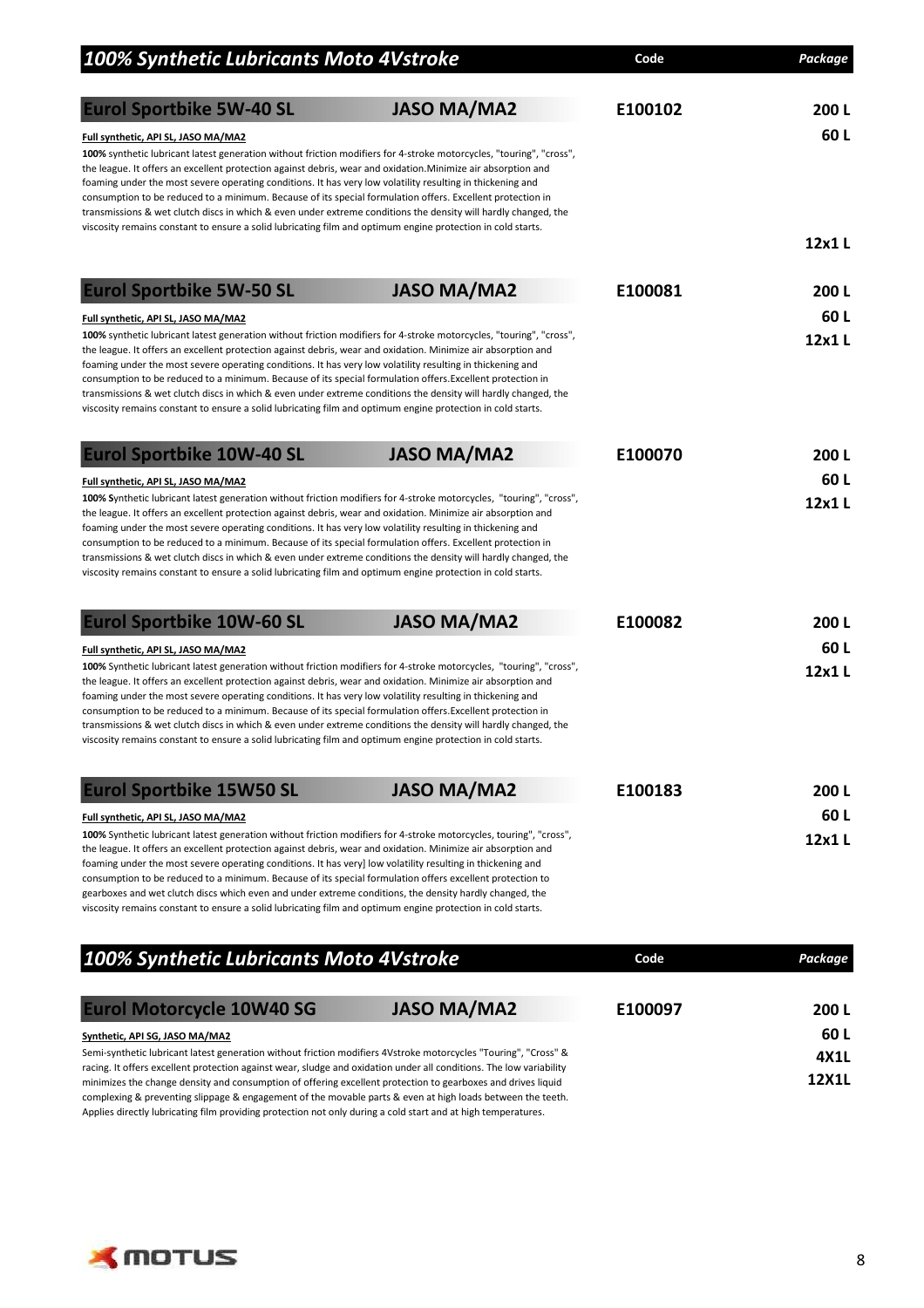## *100% Synthetic Lubricants Moto 4Vstroke*

| | | Code | Package |
|---|---|---|---|

### Eurol Sportbike 5W-40 SL — JASO MA/MA2

**Code:** E100102

**Package:** 200 L, 60 L, 12x1 L

**Full synthetic, API SL, JASO MA/MA2**

**100%** synthetic lubricant latest generation without friction modifiers for 4-stroke motorcycles, "touring", "cross", the league. It offers an excellent protection against debris, wear and oxidation.Minimize air absorption and foaming under the most severe operating conditions. It has very low volatility resulting in thickening and consumption to be reduced to a minimum. Because of its special formulation offers. Excellent protection in transmissions & wet clutch discs in which & even under extreme conditions the density will hardly changed, the viscosity remains constant to ensure a solid lubricating film and optimum engine protection in cold starts.

### Eurol Sportbike 5W-50 SL — JASO MA/MA2

**Code:** E100081

**Package:** 200 L, 60 L, 12x1 L

**Full synthetic, API SL, JASO MA/MA2**

**100%** synthetic lubricant latest generation without friction modifiers for 4-stroke motorcycles, "touring", "cross", the league. It offers an excellent protection against debris, wear and oxidation. Minimize air absorption and foaming under the most severe operating conditions. It has very low volatility resulting in thickening and consumption to be reduced to a minimum. Because of its special formulation offers.Excellent protection in transmissions & wet clutch discs in which & even under extreme conditions the density will hardly changed, the viscosity remains constant to ensure a solid lubricating film and optimum engine protection in cold starts.

### Eurol Sportbike 10W-40 SL — JASO MA/MA2

**Code:** E100070

**Package:** 200 L, 60 L, 12x1 L

**Full synthetic, API SL, JASO MA/MA2**

**100% S**ynthetic lubricant latest generation without friction modifiers for 4-stroke motorcycles, "touring", "cross", the league. It offers an excellent protection against debris, wear and oxidation. Minimize air absorption and foaming under the most severe operating conditions. It has very low volatility resulting in thickening and consumption to be reduced to a minimum. Because of its special formulation offers. Excellent protection in transmissions & wet clutch discs in which & even under extreme conditions the density will hardly changed, the viscosity remains constant to ensure a solid lubricating film and optimum engine protection in cold starts.

### Eurol Sportbike 10W-60 SL — JASO MA/MA2

**Code:** E100082

**Package:** 200 L, 60 L, 12x1 L

**Full synthetic, API SL, JASO MA/MA2**

**100%** Synthetic lubricant latest generation without friction modifiers for 4-stroke motorcycles, "touring", "cross", the league. It offers an excellent protection against debris, wear and oxidation. Minimize air absorption and foaming under the most severe operating conditions. It has very low volatility resulting in thickening and consumption to be reduced to a minimum. Because of its special formulation offers.Excellent protection in transmissions & wet clutch discs in which & even under extreme conditions the density will hardly changed, the viscosity remains constant to ensure a solid lubricating film and optimum engine protection in cold starts.

### Eurol Sportbike 15W50 SL — JASO MA/MA2

**Code:** E100183

**Package:** 200 L, 60 L, 12x1 L

**Full synthetic, API SL, JASO MA/MA2**

**100%** Synthetic lubricant latest generation without friction modifiers for 4-stroke motorcycles, touring", "cross", the league. It offers an excellent protection against debris, wear and oxidation. Minimize air absorption and foaming under the most severe operating conditions. It has very] low volatility resulting in thickening and consumption to be reduced to a minimum. Because of its special formulation offers excellent protection to gearboxes and wet clutch discs which even and under extreme conditions, the density hardly changed, the viscosity remains constant to ensure a solid lubricating film and optimum engine protection in cold starts.

## *100% Synthetic Lubricants Moto 4Vstroke*

| | | Code | Package |
|---|---|---|---|

### Eurol Motorcycle 10W40 SG — JASO MA/MA2

**Code:** E100097

**Package:** 200 L, 60 L, 4X1L, 12X1L

**Synthetic, API SG, JASO MA/MA2**

Semi-synthetic lubricant latest generation without friction modifiers 4Vstroke motorcycles "Touring", "Cross" & racing. It offers excellent protection against wear, sludge and oxidation under all conditions. The low variability minimizes the change density and consumption of offering excellent protection to gearboxes and drives liquid complexing & preventing slippage & engagement of the movable parts & even at high loads between the teeth. Applies directly lubricating film providing protection not only during a cold start and at high temperatures.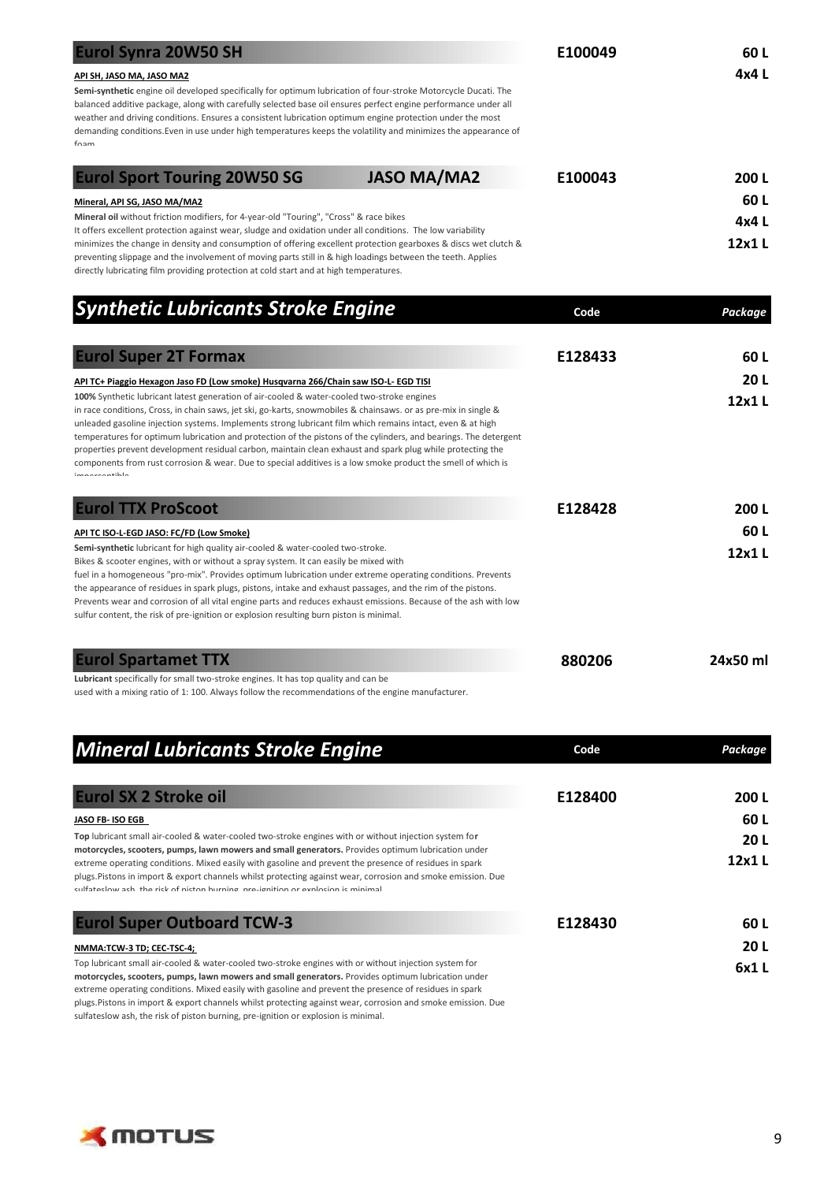## Eurol Synra 20W50 SH

**E100049**

60 L
4x4 L

**API SH, JASO MA, JASO MA2**

**Semi-synthetic** engine oil developed specifically for optimum lubrication of four-stroke Motorcycle Ducati. The balanced additive package, along with carefully selected base oil ensures perfect engine performance under all weather and driving conditions. Ensures a consistent lubrication optimum engine protection under the most demanding conditions.Even in use under high temperatures keeps the volatility and minimizes the appearance of foam

## Eurol Sport Touring 20W50 SG JASO MA/MA2

**E100043**

200 L
60 L
4x4 L
12x1 L

**Mineral, API SG, JASO MA/MA2**

**Mineral oil** without friction modifiers, for 4-year-old "Touring", "Cross" & race bikes
It offers excellent protection against wear, sludge and oxidation under all conditions. The low variability minimizes the change in density and consumption of offering excellent protection gearboxes & discs wet clutch & preventing slippage and the involvement of moving parts still in & high loadings between the teeth. Applies directly lubricating film providing protection at cold start and at high temperatures.

# *Synthetic Lubricants Stroke Engine*

Code | *Package*

## Eurol Super 2T Formax

**E128433**

60 L
20 L
12x1 L

**API TC+ Piaggio Hexagon Jaso FD (Low smoke) Husqvarna 266/Chain saw ISO-L- EGD TISI**

**100%** Synthetic lubricant latest generation of air-cooled & water-cooled two-stroke engines in race conditions, Cross, in chain saws, jet ski, go-karts, snowmobiles & chainsaws. or as pre-mix in single & unleaded gasoline injection systems. Implements strong lubricant film which remains intact, even & at high temperatures for optimum lubrication and protection of the pistons of the cylinders, and bearings. The detergent properties prevent development residual carbon, maintain clean exhaust and spark plug while protecting the components from rust corrosion & wear. Due to special additives is a low smoke product the smell of which is imperceptible

## Eurol TTX ProScoot

**E128428**

200 L
60 L
12x1 L

**API TC ISO-L-EGD JASO: FC/FD (Low Smoke)**

**Semi-synthetic** lubricant for high quality air-cooled & water-cooled two-stroke.
Bikes & scooter engines, with or without a spray system. It can easily be mixed with fuel in a homogeneous "pro-mix". Provides optimum lubrication under extreme operating conditions. Prevents the appearance of residues in spark plugs, pistons, intake and exhaust passages, and the rim of the pistons. Prevents wear and corrosion of all vital engine parts and reduces exhaust emissions. Because of the ash with low sulfur content, the risk of pre-ignition or explosion resulting burn piston is minimal.

## Eurol Spartamet TTX

**880206**

24x50 ml

**Lubricant** specifically for small two-stroke engines. It has top quality and can be used with a mixing ratio of 1: 100. Always follow the recommendations of the engine manufacturer.

# *Mineral Lubricants Stroke Engine*

Code | *Package*

## Eurol SX 2 Stroke oil

**E128400**

200 L
60 L
20 L
12x1 L

**JASO FB- ISO EGB**

**Top** lubricant small air-cooled & water-cooled two-stroke engines with or without injection system for **motorcycles, scooters, pumps, lawn mowers and small generators.** Provides optimum lubrication under extreme operating conditions. Mixed easily with gasoline and prevent the presence of residues in spark plugs.Pistons in import & export channels whilst protecting against wear, corrosion and smoke emission. Due sulfateslow ash, the risk of piston burning, pre-ignition or explosion is minimal.

## Eurol Super Outboard TCW-3

**E128430**

60 L
20 L
6x1 L

**NMMA:TCW-3 TD; CEC-TSC-4;**

Top lubricant small air-cooled & water-cooled two-stroke engines with or without injection system for **motorcycles, scooters, pumps, lawn mowers and small generators.** Provides optimum lubrication under extreme operating conditions. Mixed easily with gasoline and prevent the presence of residues in spark plugs.Pistons in import & export channels whilst protecting against wear, corrosion and smoke emission. Due sulfateslow ash, the risk of piston burning, pre-ignition or explosion is minimal.

MOTUS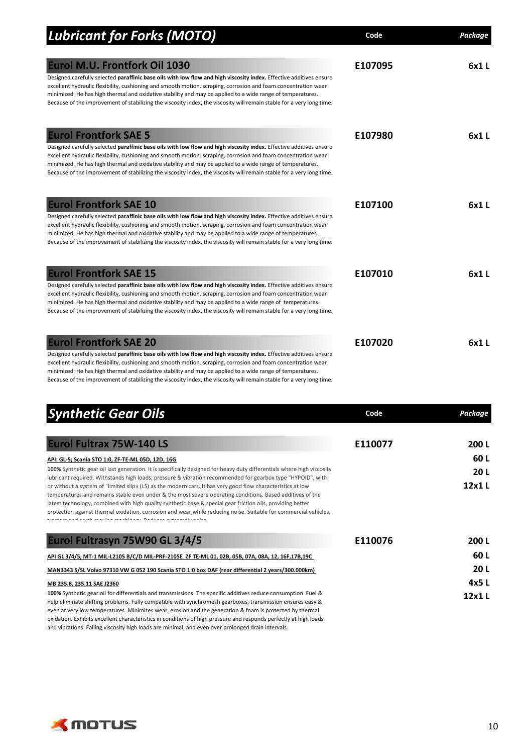## Lubricant for Forks (MOTO)

| | Code | Package |
|---|---|---|
| **Eurol M.U. Frontfork Oil 1030** | E107095 | 6x1 L |
| **Eurol Frontfork SAE 5** | E107980 | 6x1 L |
| **Eurol Frontfork SAE 10** | E107100 | 6x1 L |
| **Eurol Frontfork SAE 15** | E107010 | 6x1 L |
| **Eurol Frontfork SAE 20** | E107020 | 6x1 L |

### Eurol M.U. Frontfork Oil 1030

Designed carefully selected **paraffinic base oils with low flow and high viscosity index.** Effective additives ensure excellent hydraulic flexibility, cushioning and smooth motion. scraping, corrosion and foam concentration wear minimized. He has high thermal and oxidative stability and may be applied to a wide range of temperatures. Because of the improvement of stabilizing the viscosity index, the viscosity will remain stable for a very long time.

### Eurol Frontfork SAE 5

Designed carefully selected **paraffinic base oils with low flow and high viscosity index.** Effective additives ensure excellent hydraulic flexibility, cushioning and smooth motion. scraping, corrosion and foam concentration wear minimized. He has high thermal and oxidative stability and may be applied to a wide range of temperatures. Because of the improvement of stabilizing the viscosity index, the viscosity will remain stable for a very long time.

### Eurol Frontfork SAE 10

Designed carefully selected **paraffinic base oils with low flow and high viscosity index.** Effective additives ensure excellent hydraulic flexibility, cushioning and smooth motion. scraping, corrosion and foam concentration wear minimized. He has high thermal and oxidative stability and may be applied to a wide range of temperatures. Because of the improvement of stabilizing the viscosity index, the viscosity will remain stable for a very long time.

### Eurol Frontfork SAE 15

Designed carefully selected **paraffinic base oils with low flow and high viscosity index.** Effective additives ensure excellent hydraulic flexibility, cushioning and smooth motion. scraping, corrosion and foam concentration wear minimized. He has high thermal and oxidative stability and may be applied to a wide range of temperatures. Because of the improvement of stabilizing the viscosity index, the viscosity will remain stable for a very long time.

### Eurol Frontfork SAE 20

Designed carefully selected **paraffinic base oils with low flow and high viscosity index.** Effective additives ensure excellent hydraulic flexibility, cushioning and smooth motion. scraping, corrosion and foam concentration wear minimized. He has high thermal and oxidative stability and may be applied to a wide range of temperatures. Because of the improvement of stabilizing the viscosity index, the viscosity will remain stable for a very long time.

## Synthetic Gear Oils

| | Code | Package |
|---|---|---|
| **Eurol Fultrax 75W-140 LS** | E110077 | 200 L<br>60 L<br>20 L<br>12x1 L |
| **Eurol Fultrasyn 75W90 GL 3/4/5** | E110076 | 200 L<br>60 L<br>20 L<br>4x5 L<br>12x1 L |

### Eurol Fultrax 75W-140 LS

API: GL-5; Scania STO 1:0, ZF-TE-ML 05D, 12D, 16G

**100%** Synthetic gear oil last generation. It is specifically designed for heavy duty differentials where high viscosity lubricant required. Withstands high loads, pressure & vibration recommended for gearbox type "HYPOID", with or without a system of "limited slip» (LS) as the modern cars. It has very good flow characteristics at low temperatures and remains stable even under & the most severe operating conditions. Based additives of the latest technology, combined with high quality synthetic base & special gear friction oils, providing better protection against thermal oxidation, corrosion and wear,while reducing noise. Suitable for commercial vehicles, tractors and earth-moving machinery. Reduces extremely noise.

### Eurol Fultrasyn 75W90 GL 3/4/5

API GL 3/4/5, MT-1 MIL-L2105 B/C/D MIL-PRF-2105E ZF TE-ML 01, 02B, 05B, 07A, 08A, 12, 16F,17B,19C

MAN3343 S/SL Volvo 97310 VW G 052 190 Scania STO 1:0 box DAF (rear differential 2 years/300.000km)

MB 235.8, 235.11 SAE J2360

**100%** Synthetic gear oil for differentials and transmissions. The specific additives reduce consumption Fuel & help eliminate shifting problems. Fully compatible with synchromesh gearboxes, transmission ensures easy & even at very low temperatures. Minimizes wear, erosion and the generation & foam is protected by thermal oxidation. Exhibits excellent characteristics in conditions of high pressure and responds perfectly at high loads and vibrations. Falling viscosity high loads are minimal, and even over prolonged drain intervals.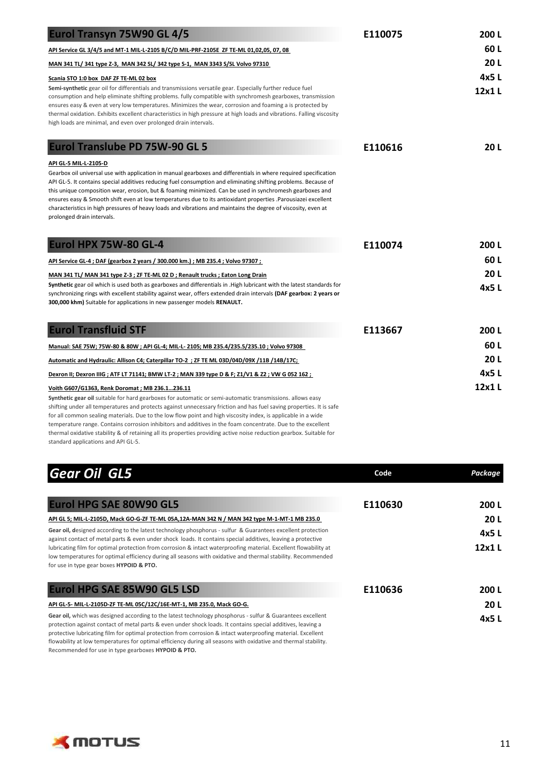## Eurol Transyn 75W90 GL 4/5

**E110075**

200 L
60 L
20 L
4x5 L
12x1 L

API Service GL 3/4/5 and MT-1 MIL-L-2105 B/C/D MIL-PRF-2105E ZF TE-ML 01,02,05, 07, 08

MAN 341 TL/ 341 type Z-3, MAN 342 SL/ 342 type S-1, MAN 3343 S/SL Volvo 97310

Scania STO 1:0 box DAF ZF TE-ML 02 box

**Semi-synthetic** gear oil for differentials and transmissions versatile gear. Especially further reduce fuel consumption and help eliminate shifting problems. fully compatible with synchromesh gearboxes, transmission ensures easy & even at very low temperatures. Minimizes the wear, corrosion and foaming a is protected by thermal oxidation. Exhibits excellent characteristics in high pressure at high loads and vibrations. Falling viscosity high loads are minimal, and even over prolonged drain intervals.

## Eurol Translube PD 75W-90 GL 5

**E110616**

20 L

API GL-5 MIL-L-2105-D

Gearbox oil universal use with application in manual gearboxes and differentials in where required specification API GL-5. It contains special additives reducing fuel consumption and eliminating shifting problems. Because of this unique composition wear, erosion, but & foaming minimized. Can be used in synchromesh gearboxes and ensures easy & Smooth shift even at low temperatures due to its antioxidant properties .Parousiazei excellent characteristics in high pressures of heavy loads and vibrations and maintains the degree of viscosity, even at prolonged drain intervals.

## Eurol HPX 75W-80 GL-4

**E110074**

200 L
60 L
20 L
4x5 L

API Service GL-4 ; DAF (gearbox 2 years / 300.000 km.) ; MB 235.4 ; Volvo 97307 ;

MAN 341 TL/ MAN 341 type Z-3 ; ZF TE-ML 02 D ; Renault trucks ; Eaton Long Drain

**Synthetic** gear oil which is used both as gearboxes and differentials in .High lubricant with the latest standards for synchronizing rings with excellent stability against wear, offers extended drain intervals **(DAF gearbox: 2 years or 300,000 khm)** Suitable for applications in new passenger models **RENAULT.**

## Eurol Transfluid STF

**E113667**

200 L
60 L
20 L
4x5 L
12x1 L

Manual: SAE 75W; 75W-80 & 80W ; API GL-4; MIL-L- 2105; MB 235.4/235.5/235.10 ; Volvo 97308

Automatic and Hydraulic: Allison C4; Caterpillar TO-2 ; ZF TE ML 03D/04D/09X /11B /14B/17C;

Dexron II; Dexron IIIG ; ATF LT 71141; BMW LT-2 ; MAN 339 type D & F; Z1/V1 & Z2 ; VW G 052 162 ;

Voith G607/G1363, Renk Doromat ; MB 236.1…236.11

**Synthetic gear oil** suitable for hard gearboxes for automatic or semi-automatic transmissions. allows easy shifting under all temperatures and protects against unnecessary friction and has fuel saving properties. It is safe for all common sealing materials. Due to the low flow point and high viscosity index, is applicable in a wide temperature range. Contains corrosion inhibitors and additives in the foam concentrate. Due to the excellent thermal oxidative stability & of retaining all its properties providing active noise reduction gearbox. Suitable for standard applications and API GL-5.

# *Gear Oil GL5*

**Code** | ***Package***

## Eurol HPG SAE 80W90 GL5

**E110630**

200 L
20 L
4x5 L
12x1 L

API GL 5; MIL-L-2105D, Mack GO-G-ZF TE-ML 05A,12A-MAN 342 N / MAN 342 type M-1-MT-1 MB 235.0

**Gear oil, d**esigned according to the latest technology phosphorus - sulfur & Guarantees excellent protection against contact of metal parts & even under shock loads. It contains special additives, leaving a protective lubricating film for optimal protection from corrosion & intact waterproofing material. Excellent flowability at low temperatures for optimal efficiency during all seasons with oxidative and thermal stability. Recommended for use in type gear boxes **HYPOID & PTO.**

## Eurol HPG SAE 85W90 GL5 LSD

**E110636**

200 L
20 L
4x5 L

API GL-5- MIL-L-2105D-ZF TE-ML 05C/12C/16E-MT-1, MB 235.0, Mack GO-G.

**Gear oil,** which was designed according to the latest technology phosphorus - sulfur & Guarantees excellent protection against contact of metal parts & even under shock loads. It contains special additives, leaving a protective lubricating film for optimal protection from corrosion & intact waterproofing material. Excellent flowability at low temperatures for optimal efficiency during all seasons with oxidative and thermal stability. Recommended for use in type gearboxes **HYPOID & PTO.**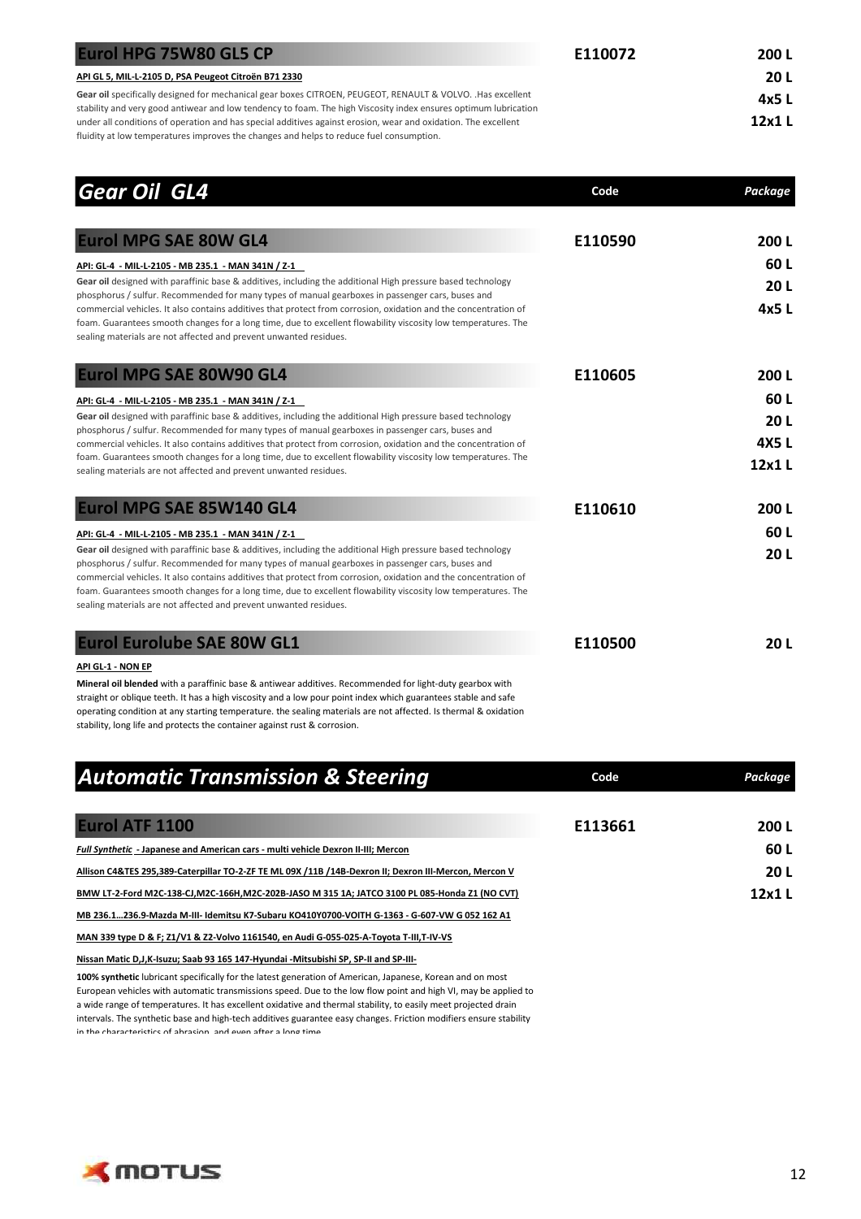### Eurol HPG 75W80 GL5 CP

**Code:** E110072

**Package:** 200 L, 20 L, 4x5 L, 12x1 L

API GL 5, MIL-L-2105 D, PSA Peugeot Citroën B71 2330

**Gear oil** specifically designed for mechanical gear boxes CITROEN, PEUGEOT, RENAULT & VOLVO. .Has excellent stability and very good antiwear and low tendency to foam. The high Viscosity index ensures optimum lubrication under all conditions of operation and has special additives against erosion, wear and oxidation. The excellent fluidity at low temperatures improves the changes and helps to reduce fuel consumption.

## *Gear Oil GL4*

| Product | Code | *Package* |
|---|---|---|

### Eurol MPG SAE 80W GL4

**Code:** E110590

**Package:** 200 L, 60 L, 20 L, 4x5 L

API: GL-4 - MIL-L-2105 - MB 235.1 - MAN 341N / Z-1

**Gear oil** designed with paraffinic base & additives, including the additional High pressure based technology phosphorus / sulfur. Recommended for many types of manual gearboxes in passenger cars, buses and commercial vehicles. It also contains additives that protect from corrosion, oxidation and the concentration of foam. Guarantees smooth changes for a long time, due to excellent flowability viscosity low temperatures. The sealing materials are not affected and prevent unwanted residues.

### Eurol MPG SAE 80W90 GL4

**Code:** E110605

**Package:** 200 L, 60 L, 20 L, 4X5 L, 12x1 L

API: GL-4 - MIL-L-2105 - MB 235.1 - MAN 341N / Z-1

**Gear oil** designed with paraffinic base & additives, including the additional High pressure based technology phosphorus / sulfur. Recommended for many types of manual gearboxes in passenger cars, buses and commercial vehicles. It also contains additives that protect from corrosion, oxidation and the concentration of foam. Guarantees smooth changes for a long time, due to excellent flowability viscosity low temperatures. The sealing materials are not affected and prevent unwanted residues.

### Eurol MPG SAE 85W140 GL4

**Code:** E110610

**Package:** 200 L, 60 L, 20 L

API: GL-4 - MIL-L-2105 - MB 235.1 - MAN 341N / Z-1

**Gear oil** designed with paraffinic base & additives, including the additional High pressure based technology phosphorus / sulfur. Recommended for many types of manual gearboxes in passenger cars, buses and commercial vehicles. It also contains additives that protect from corrosion, oxidation and the concentration of foam. Guarantees smooth changes for a long time, due to excellent flowability viscosity low temperatures. The sealing materials are not affected and prevent unwanted residues.

### Eurol Eurolube SAE 80W GL1

**Code:** E110500

**Package:** 20 L

API GL-1 - NON EP

**Mineral oil blended** with a paraffinic base & antiwear additives. Recommended for light-duty gearbox with straight or oblique teeth. It has a high viscosity and a low pour point index which guarantees stable and safe operating condition at any starting temperature. the sealing materials are not affected. Is thermal & oxidation stability, long life and protects the container against rust & corrosion.

## *Automatic Transmission & Steering*

| Product | Code | *Package* |
|---|---|---|

### Eurol ATF 1100

**Code:** E113661

**Package:** 200 L, 60 L, 20 L, 12x1 L

*Full Synthetic* - Japanese and American cars - multi vehicle Dexron II-III; Mercon

Allison C4&TES 295,389-Caterpillar TO-2-ZF TE ML 09X /11B /14B-Dexron II; Dexron III-Mercon, Mercon V

BMW LT-2-Ford M2C-138-CJ,M2C-166H,M2C-202B-JASO M 315 1A; JATCO 3100 PL 085-Honda Z1 (NO CVT)

MB 236.1…236.9-Mazda M-III- Idemitsu K7-Subaru KO410Y0700-VOITH G-1363 - G-607-VW G 052 162 A1

MAN 339 type D & F; Z1/V1 & Z2-Volvo 1161540, en Audi G-055-025-A-Toyota T-III,T-IV-VS

Nissan Matic D,J,K-Isuzu; Saab 93 165 147-Hyundai -Mitsubishi SP, SP-II and SP-III-

**100% synthetic** lubricant specifically for the latest generation of American, Japanese, Korean and on most European vehicles with automatic transmissions speed. Due to the low flow point and high VI, may be applied to a wide range of temperatures. It has excellent oxidative and thermal stability, to easily meet projected drain intervals. The synthetic base and high-tech additives guarantee easy changes. Friction modifiers ensure stability in the characteristics of abrasion, and even after a long time.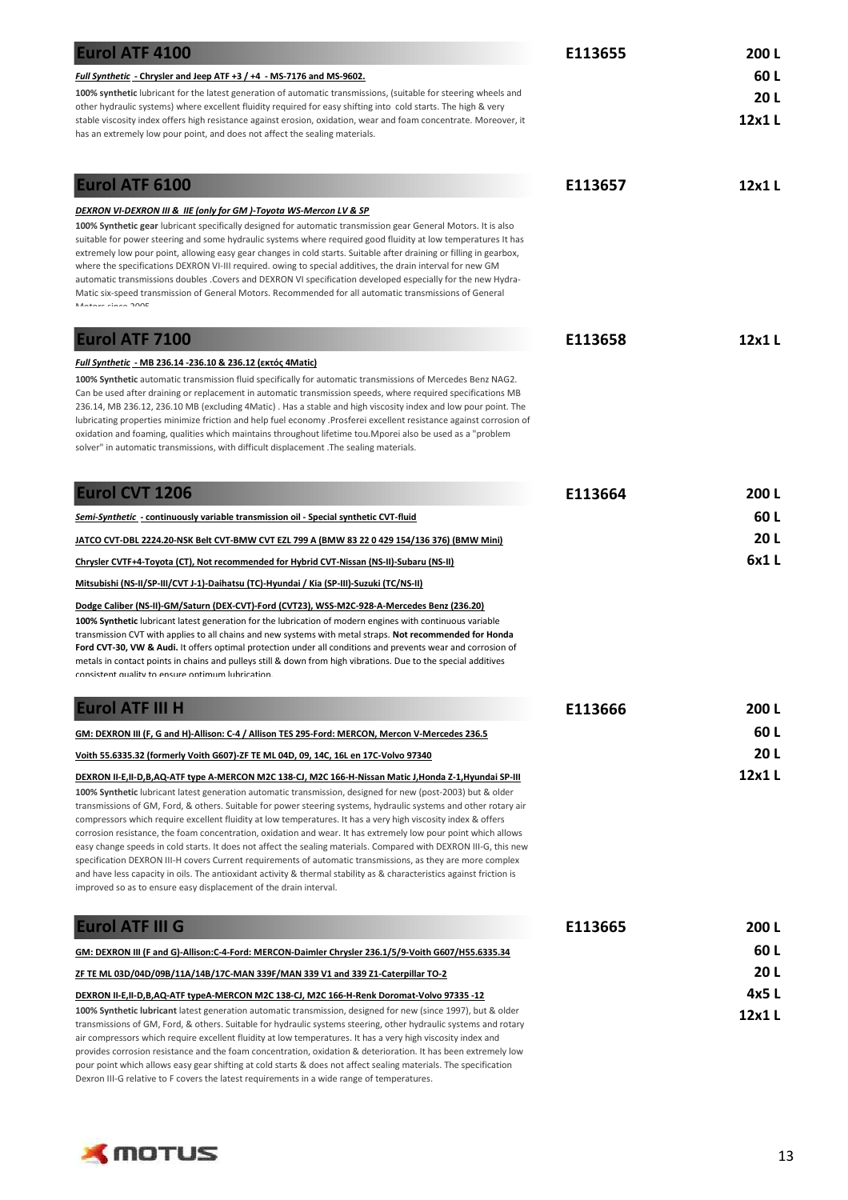## Eurol ATF 4100

**E113655** — 200 L / 60 L / 20 L / 12x1 L

***Full Synthetic*** **- Chrysler and Jeep ATF +3 / +4 - MS-7176 and MS-9602.**

**100% synthetic** lubricant for the latest generation of automatic transmissions, (suitable for steering wheels and other hydraulic systems) where excellent fluidity required for easy shifting into cold starts. The high & very stable viscosity index offers high resistance against erosion, oxidation, wear and foam concentrate. Moreover, it has an extremely low pour point, and does not affect the sealing materials.

## Eurol ATF 6100

**E113657** — 12x1 L

***DEXRON VI-DEXRON III & IIE (only for GM )-Toyota WS-Mercon LV & SP***

**100% Synthetic gear** lubricant specifically designed for automatic transmission gear General Motors. It is also suitable for power steering and some hydraulic systems where required good fluidity at low temperatures It has extremely low pour point, allowing easy gear changes in cold starts. Suitable after draining or filling in gearbox, where the specifications DEXRON VI-III required. owing to special additives, the drain interval for new GM automatic transmissions doubles .Covers and DEXRON VI specification developed especially for the new Hydra-Matic six-speed transmission of General Motors. Recommended for all automatic transmissions of General Motors since 2005

## Eurol ATF 7100

**E113658** — 12x1 L

***Full Synthetic*** **- MB 236.14 -236.10 & 236.12 (εκτός 4Matic)**

**100% Synthetic** automatic transmission fluid specifically for automatic transmissions of Mercedes Benz NAG2. Can be used after draining or replacement in automatic transmission speeds, where required specifications MB 236.14, MB 236.12, 236.10 MB (excluding 4Matic) . Has a stable and high viscosity index and low pour point. The lubricating properties minimize friction and help fuel economy .Prosferei excellent resistance against corrosion of oxidation and foaming, qualities which maintains throughout lifetime tou.Mporei also be used as a "problem solver" in automatic transmissions, with difficult displacement .The sealing materials.

## Eurol CVT 1206

**E113664** — 200 L / 60 L / 20 L / 6x1 L

***Semi-Synthetic*** **- continuously variable transmission oil - Special synthetic CVT-fluid**

**JATCO CVT-DBL 2224.20-NSK Belt CVT-BMW CVT EZL 799 A (BMW 83 22 0 429 154/136 376) (BMW Mini)**

**Chrysler CVTF+4-Toyota (CT), Not recommended for Hybrid CVT-Nissan (NS-II)-Subaru (NS-II)**

**Mitsubishi (NS-II/SP-III/CVT J-1)-Daihatsu (TC)-Hyundai / Kia (SP-III)-Suzuki (TC/NS-II)**

**Dodge Caliber (NS-II)-GM/Saturn (DEX-CVT)-Ford (CVT23), WSS-M2C-928-A-Mercedes Benz (236.20)**

**100% Synthetic** lubricant latest generation for the lubrication of modern engines with continuous variable transmission CVT with applies to all chains and new systems with metal straps. **Not recommended for Honda Ford CVT-30, VW & Audi.** It offers optimal protection under all conditions and prevents wear and corrosion of metals in contact points in chains and pulleys still & down from high vibrations. Due to the special additives consistent quality to ensure optimum lubrication.

## Eurol ATF III H

**E113666** — 200 L / 60 L / 20 L / 12x1 L

**GM: DEXRON III (F, G and H)-Allison: C-4 / Allison TES 295-Ford: MERCON, Mercon V-Mercedes 236.5**

**Voith 55.6335.32 (formerly Voith G607)-ZF TE ML 04D, 09, 14C, 16L en 17C-Volvo 97340**

**DEXRON II-E,II-D,B,AQ-ATF type A-MERCON M2C 138-CJ, M2C 166-H-Nissan Matic J,Honda Z-1,Hyundai SP-III**

**100% Synthetic** lubricant latest generation automatic transmission, designed for new (post-2003) but & older transmissions of GM, Ford, & others. Suitable for power steering systems, hydraulic systems and other rotary air compressors which require excellent fluidity at low temperatures. It has a very high viscosity index & offers corrosion resistance, the foam concentration, oxidation and wear. It has extremely low pour point which allows easy change speeds in cold starts. It does not affect the sealing materials. Compared with DEXRON III-G, this new specification DEXRON III-H covers Current requirements of automatic transmissions, as they are more complex and have less capacity in oils. The antioxidant activity & thermal stability as & characteristics against friction is improved so as to ensure easy displacement of the drain interval.

## Eurol ATF III G

**E113665** — 200 L / 60 L / 20 L / 4x5 L / 12x1 L

**GM: DEXRON III (F and G)-Allison:C-4-Ford: MERCON-Daimler Chrysler 236.1/5/9-Voith G607/H55.6335.34**

**ZF TE ML 03D/04D/09B/11A/14B/17C-MAN 339F/MAN 339 V1 and 339 Z1-Caterpillar TO-2**

**DEXRON II-E,II-D,B,AQ-ATF typeA-MERCON M2C 138-CJ, M2C 166-H-Renk Doromat-Volvo 97335 -12**

**100% Synthetic lubricant** latest generation automatic transmission, designed for new (since 1997), but & older transmissions of GM, Ford, & others. Suitable for hydraulic systems steering, other hydraulic systems and rotary air compressors which require excellent fluidity at low temperatures. It has a very high viscosity index and provides corrosion resistance and the foam concentration, oxidation & deterioration. It has been extremely low pour point which allows easy gear shifting at cold starts & does not affect sealing materials. The specification Dexron III-G relative to F covers the latest requirements in a wide range of temperatures.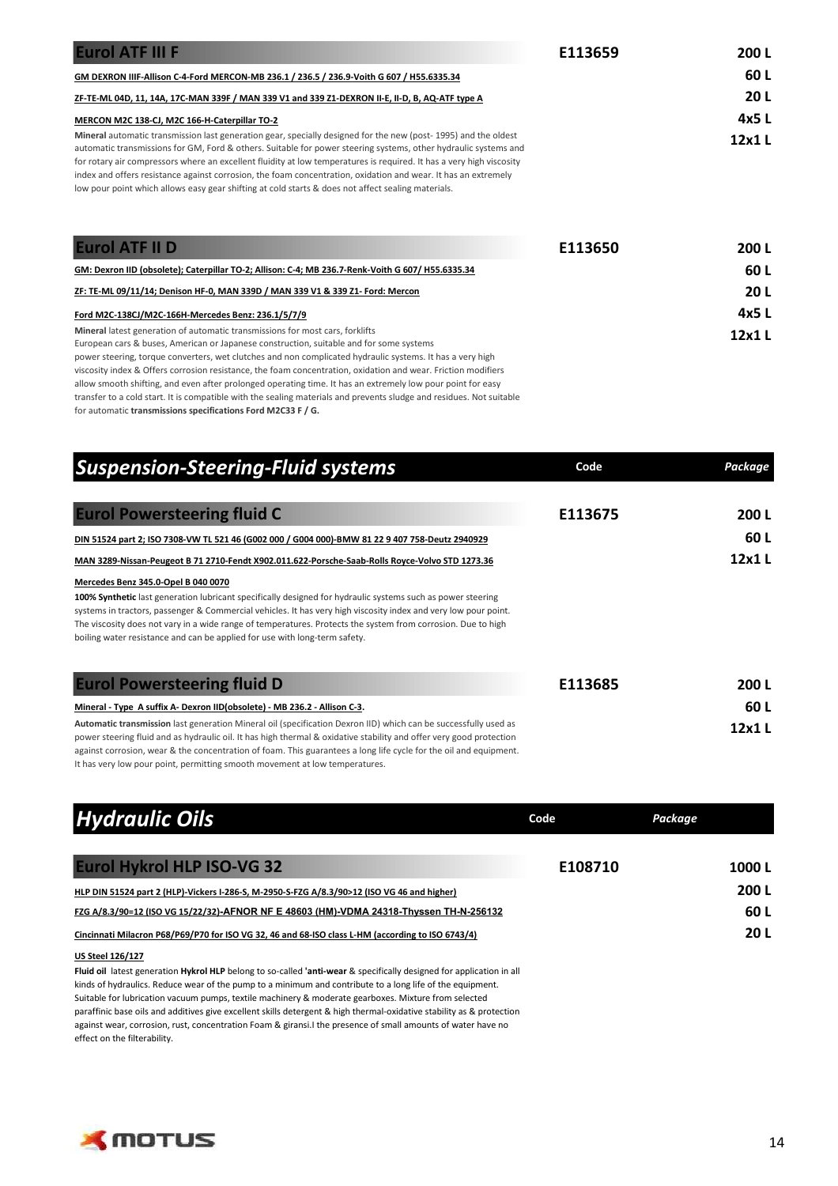## Eurol ATF III F

**E113659** — 200 L, 60 L, 20 L, 4x5 L, 12x1 L

GM DEXRON IIIF-Allison C-4-Ford MERCON-MB 236.1 / 236.5 / 236.9-Voith G 607 / H55.6335.34

ZF-TE-ML 04D, 11, 14A, 17C-MAN 339F / MAN 339 V1 and 339 Z1-DEXRON II-E, II-D, B, AQ-ATF type A

MERCON M2C 138-CJ, M2C 166-H-Caterpillar TO-2

**Mineral** automatic transmission last generation gear, specially designed for the new (post- 1995) and the oldest automatic transmissions for GM, Ford & others. Suitable for power steering systems, other hydraulic systems and for rotary air compressors where an excellent fluidity at low temperatures is required. It has a very high viscosity index and offers resistance against corrosion, the foam concentration, oxidation and wear. It has an extremely low pour point which allows easy gear shifting at cold starts & does not affect sealing materials.

## Eurol ATF II D

**E113650** — 200 L, 60 L, 20 L, 4x5 L, 12x1 L

GM: Dexron IID (obsolete); Caterpillar TO-2; Allison: C-4; MB 236.7-Renk-Voith G 607/ H55.6335.34

ZF: TE-ML 09/11/14; Denison HF-0, MAN 339D / MAN 339 V1 & 339 Z1- Ford: Mercon

Ford M2C-138CJ/M2C-166H-Mercedes Benz: 236.1/5/7/9

**Mineral** latest generation of automatic transmissions for most cars, forklifts European cars & buses, American or Japanese construction, suitable and for some systems power steering, torque converters, wet clutches and non complicated hydraulic systems. It has a very high viscosity index & Offers corrosion resistance, the foam concentration, oxidation and wear. Friction modifiers allow smooth shifting, and even after prolonged operating time. It has an extremely low pour point for easy transfer to a cold start. It is compatible with the sealing materials and prevents sludge and residues. Not suitable for automatic **transmissions specifications Ford M2C33 F / G.**

# *Suspension-Steering-Fluid systems*

| | Code | *Package* |
|---|---|---|

## Eurol Powersteering fluid C

**E113675** — 200 L, 60 L, 12x1 L

DIN 51524 part 2; ISO 7308-VW TL 521 46 (G002 000 / G004 000)-BMW 81 22 9 407 758-Deutz 2940929

MAN 3289-Nissan-Peugeot B 71 2710-Fendt X902.011.622-Porsche-Saab-Rolls Royce-Volvo STD 1273.36

Mercedes Benz 345.0-Opel B 040 0070

**100% Synthetic** last generation lubricant specifically designed for hydraulic systems such as power steering systems in tractors, passenger & Commercial vehicles. It has very high viscosity index and very low pour point. The viscosity does not vary in a wide range of temperatures. Protects the system from corrosion. Due to high boiling water resistance and can be applied for use with long-term safety.

## Eurol Powersteering fluid D

**E113685** — 200 L, 60 L, 12x1 L

Mineral - Type A suffix A- Dexron IID(obsolete) - MB 236.2 - Allison C-3.

**Automatic transmission** last generation Mineral oil (specification Dexron IID) which can be successfully used as power steering fluid and as hydraulic oil. It has high thermal & oxidative stability and offer very good protection against corrosion, wear & the concentration of foam. This guarantees a long life cycle for the oil and equipment. It has very low pour point, permitting smooth movement at low temperatures.

# *Hydraulic Oils*

| | Code | *Package* |
|---|---|---|

## Eurol Hykrol HLP ISO-VG 32

**E108710** — 1000 L, 200 L, 60 L, 20 L

HLP DIN 51524 part 2 (HLP)-Vickers I-286-S, M-2950-S-FZG A/8.3/90>12 (ISO VG 46 and higher)

FZG A/8.3/90=12 (ISO VG 15/22/32)-AFNOR NF E 48603 (HM)-VDMA 24318-Thyssen TH-N-256132

Cincinnati Milacron P68/P69/P70 for ISO VG 32, 46 and 68-ISO class L-HM (according to ISO 6743/4)

US Steel 126/127

**Fluid oil** latest generation **Hykrol HLP** belong to so-called **'anti-wear** & specifically designed for application in all kinds of hydraulics. Reduce wear of the pump to a minimum and contribute to a long life of the equipment. Suitable for lubrication vacuum pumps, textile machinery & moderate gearboxes. Mixture from selected paraffinic base oils and additives give excellent skills detergent & high thermal-oxidative stability as & protection against wear, corrosion, rust, concentration Foam & giransi.I the presence of small amounts of water have no effect on the filterability.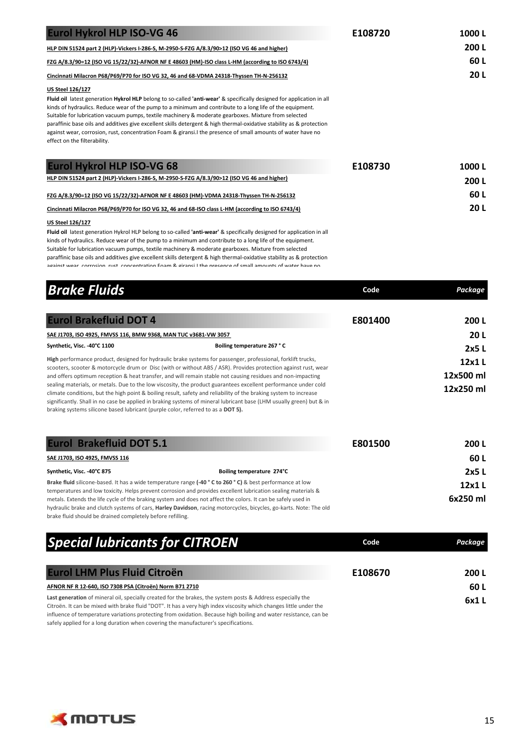## Eurol Hykrol HLP ISO-VG 46

**E108720**

1000 L
200 L
60 L
20 L

HLP DIN 51524 part 2 (HLP)-Vickers I-286-S, M-2950-S-FZG A/8.3/90>12 (ISO VG 46 and higher)

FZG A/8.3/90=12 (ISO VG 15/22/32)-AFNOR NF E 48603 (HM)-ISO class L-HM (according to ISO 6743/4)

Cincinnati Milacron P68/P69/P70 for ISO VG 32, 46 and 68-VDMA 24318-Thyssen TH-N-256132

US Steel 126/127

**Fluid oil** latest generation **Hykrol HLP** belong to so-called **'anti-wear'** & specifically designed for application in all kinds of hydraulics. Reduce wear of the pump to a minimum and contribute to a long life of the equipment. Suitable for lubrication vacuum pumps, textile machinery & moderate gearboxes. Mixture from selected paraffinic base oils and additives give excellent skills detergent & high thermal-oxidative stability as & protection against wear, corrosion, rust, concentration Foam & giransi.I the presence of small amounts of water have no effect on the filterability.

## Eurol Hykrol HLP ISO-VG 68

**E108730**

1000 L
200 L
60 L
20 L

HLP DIN 51524 part 2 (HLP)-Vickers I-286-S, M-2950-S-FZG A/8.3/90>12 (ISO VG 46 and higher)

FZG A/8.3/90=12 (ISO VG 15/22/32)-AFNOR NF E 48603 (HM)-VDMA 24318-Thyssen TH-N-256132

Cincinnati Milacron P68/P69/P70 for ISO VG 32, 46 and 68-ISO class L-HM (according to ISO 6743/4)

US Steel 126/127

**Fluid oil** latest generation Hykrol HLP belong to so-called **'anti-wear'** & specifically designed for application in all kinds of hydraulics. Reduce wear of the pump to a minimum and contribute to a long life of the equipment. Suitable for lubrication vacuum pumps, textile machinery & moderate gearboxes. Mixture from selected paraffinic base oils and additives give excellent skills detergent & high thermal-oxidative stability as & protection against wear, corrosion, rust, concentration Foam & giransi.I the presence of small amounts of water have no

# *Brake Fluids*

**Code** | ***Package***

## Eurol Brakefluid DOT 4

**E801400**

200 L
20 L
2x5 L
12x1 L
12x500 ml
12x250 ml

SAE J1703, ISO 4925, FMVSS 116, BMW 9368, MAN TUC v3681-VW 3057

**Synthetic, Visc. -40°C 1100** — **Boiling temperature 267 ° C**

**High** performance product, designed for hydraulic brake systems for passenger, professional, forklift trucks, scooters, scooter & motorcycle drum or Disc (with or without ABS / ASR). Provides protection against rust, wear and offers optimum reception & heat transfer, and will remain stable not causing residues and non-impacting sealing materials, or metals. Due to the low viscosity, the product guarantees excellent performance under cold climate conditions, but the high point & boiling result, safety and reliability of the braking system to increase significantly. Shall in no case be applied in braking systems of mineral lubricant base (LHM usually green) but & in braking systems silicone based lubricant (purple color, referred to as a **DOT 5).**

## Eurol Brakefluid DOT 5.1

**E801500**

200 L
60 L
2x5 L
12x1 L
6x250 ml

SAE J1703, ISO 4925, FMVSS 116

**Synthetic, Visc. -40°C 875** — **Boiling temperature 274°C**

**Brake fluid** silicone-based. It has a wide temperature range **(-40 ° C to 260 ° C)** & best performance at low temperatures and low toxicity. Helps prevent corrosion and provides excellent lubrication sealing materials & metals. Extends the life cycle of the braking system and does not affect the colors. It can be safely used in hydraulic brake and clutch systems of cars, **Harley Davidson**, racing motorcycles, bicycles, go-karts. Note: The old brake fluid should be drained completely before refilling.

# *Special lubricants for CITROEN*

**Code** | ***Package***

## Eurol LHM Plus Fluid Citroën

**E108670**

200 L
60 L
6x1 L

AFNOR NF R 12-640, ISO 7308 PSA (Citroën) Norm B71 2710

**Last generation** of mineral oil, specially created for the brakes, the system posts & Address especially the Citroën. It can be mixed with brake fluid "DOT". It has a very high index viscosity which changes little under the influence of temperature variations protecting from oxidation. Because high boiling and water resistance, can be safely applied for a long duration when covering the manufacturer's specifications.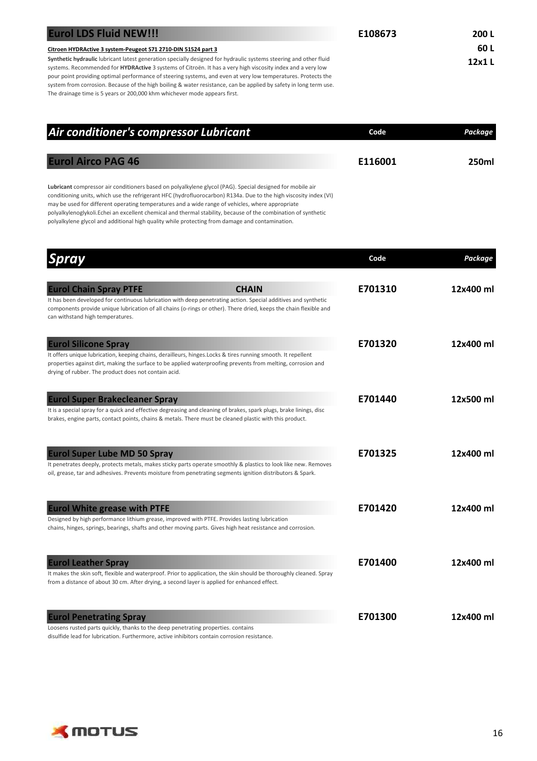## Eurol LDS Fluid NEW!!!

| | Code | Package |
|---|---|---|
| Eurol LDS Fluid NEW!!! | E108673 | 200 L<br>60 L<br>12x1 L |

**Citroen HYDRActive 3 system-Peugeot S71 2710-DIN 51524 part 3**

**Synthetic hydraulic** lubricant latest generation specially designed for hydraulic systems steering and other fluid systems. Recommended for **HYDRActive** 3 systems of Citroën. It has a very high viscosity index and a very low pour point providing optimal performance of steering systems, and even at very low temperatures. Protects the system from corrosion. Because of the high boiling & water resistance, can be applied by safety in long term use. The drainage time is 5 years or 200,000 khm whichever mode appears first.

# *Air conditioner's compressor Lubricant*

| | Code | Package |
|---|---|---|
| Eurol Airco PAG 46 | E116001 | 250ml |

**Lubricant** compressor air conditioners based on polyalkylene glycol (PAG). Special designed for mobile air conditioning units, which use the refrigerant HFC (hydrofluorocarbon) R134a. Due to the high viscosity index (VI) may be used for different operating temperatures and a wide range of vehicles, where appropriate polyalkylenoglykoli.Echei an excellent chemical and thermal stability, because of the combination of synthetic polyalkylene glycol and additional high quality while protecting from damage and contamination.

# *Spray*

| | Code | Package |
|---|---|---|
| Eurol Chain Spray PTFE — CHAIN | E701310 | 12x400 ml |
| Eurol Silicone Spray | E701320 | 12x400 ml |
| Eurol Super Brakecleaner Spray | E701440 | 12x500 ml |
| Eurol Super Lube MD 50 Spray | E701325 | 12x400 ml |
| Eurol White grease with PTFE | E701420 | 12x400 ml |
| Eurol Leather Spray | E701400 | 12x400 ml |
| Eurol Penetrating Spray | E701300 | 12x400 ml |

### Eurol Chain Spray PTFE — CHAIN

It has been developed for continuous lubrication with deep penetrating action. Special additives and synthetic components provide unique lubrication of all chains (o-rings or other). There dried, keeps the chain flexible and can withstand high temperatures.

### Eurol Silicone Spray

It offers unique lubrication, keeping chains, derailleurs, hinges.Locks & tires running smooth. It repellent properties against dirt, making the surface to be applied waterproofing prevents from melting, corrosion and drying of rubber. The product does not contain acid.

### Eurol Super Brakecleaner Spray

It is a special spray for a quick and effective degreasing and cleaning of brakes, spark plugs, brake linings, disc brakes, engine parts, contact points, chains & metals. There must be cleaned plastic with this product.

### Eurol Super Lube MD 50 Spray

It penetrates deeply, protects metals, makes sticky parts operate smoothly & plastics to look like new. Removes oil, grease, tar and adhesives. Prevents moisture from penetrating segments ignition distributors & Spark.

### Eurol White grease with PTFE

Designed by high performance lithium grease, improved with PTFE. Provides lasting lubrication chains, hinges, springs, bearings, shafts and other moving parts. Gives high heat resistance and corrosion.

### Eurol Leather Spray

It makes the skin soft, flexible and waterproof. Prior to application, the skin should be thoroughly cleaned. Spray from a distance of about 30 cm. After drying, a second layer is applied for enhanced effect.

### Eurol Penetrating Spray

Loosens rusted parts quickly, thanks to the deep penetrating properties. contains disulfide lead for lubrication. Furthermore, active inhibitors contain corrosion resistance.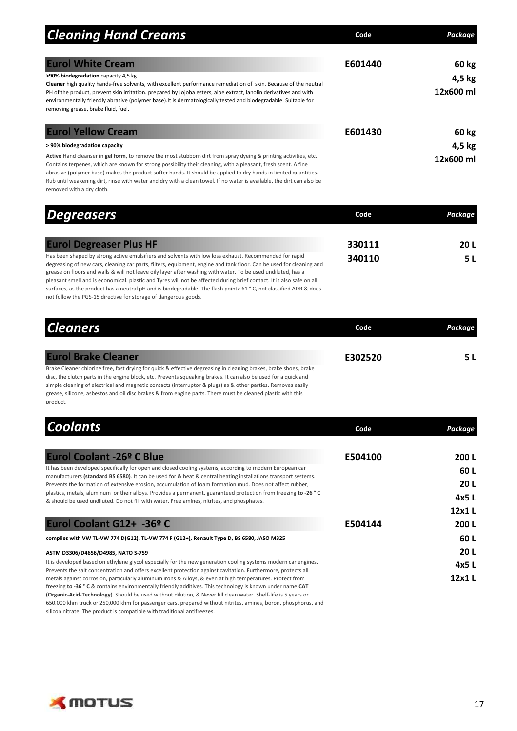## Cleaning Hand Creams

| | Code | Package |
|---|---|---|
| **Eurol White Cream** | E601440 | 60 kg<br>4,5 kg<br>12x600 ml |

**>90% biodegradation** capacity 4,5 kg
**Cleaner** high quality hands-free solvents, with excellent performance remediation of skin. Because of the neutral PH of the product, prevent skin irritation. prepared by Jojoba esters, aloe extract, lanolin derivatives and with environmentally friendly abrasive (polymer base).It is dermatologically tested and biodegradable. Suitable for removing grease, brake fluid, fuel.

| | Code | Package |
|---|---|---|
| **Eurol Yellow Cream** | E601430 | 60 kg<br>4,5 kg<br>12x600 ml |

**> 90% biodegradation capacity**

**Active** Hand cleanser in **gel form**, to remove the most stubborn dirt from spray dyeing & printing activities, etc. Contains terpenes, which are known for strong possibility their cleaning, with a pleasant, fresh scent. A fine abrasive (polymer base) makes the product softer hands. It should be applied to dry hands in limited quantities. Rub until weakening dirt, rinse with water and dry with a clean towel. If no water is available, the dirt can also be removed with a dry cloth.

## Degreasers

| | Code | Package |
|---|---|---|
| **Eurol Degreaser Plus HF** | 330111<br>340110 | 20 L<br>5 L |

Has been shaped by strong active emulsifiers and solvents with low loss exhaust. Recommended for rapid degreasing of new cars, cleaning car parts, filters, equipment, engine and tank floor. Can be used for cleaning and grease on floors and walls & will not leave oily layer after washing with water. To be used undiluted, has a pleasant smell and is economical. plastic and Tyres will not be affected during brief contact. It is also safe on all surfaces, as the product has a neutral pH and is biodegradable. The flash point> 61 ° C, not classified ADR & does not follow the PGS-15 directive for storage of dangerous goods.

## Cleaners

| | Code | Package |
|---|---|---|
| **Eurol Brake Cleaner** | E302520 | 5 L |

Brake Cleaner chlorine free, fast drying for quick & effective degreasing in cleaning brakes, brake shoes, brake disc, the clutch parts in the engine block, etc. Prevents squeaking brakes. It can also be used for a quick and simple cleaning of electrical and magnetic contacts (interruptor & plugs) as & other parties. Removes easily grease, silicone, asbestos and oil disc brakes & from engine parts. There must be cleaned plastic with this product.

## Coolants

| | Code | Package |
|---|---|---|
| **Eurol Coolant -26º C Blue** | E504100 | 200 L<br>60 L<br>20 L<br>4x5 L<br>12x1 L |

It has been developed specifically for open and closed cooling systems, according to modern European car manufacturers **(standard BS 6580)**. It can be used for & heat & central heating installations transport systems. Prevents the formation of extensive erosion, accumulation of foam formation mud. Does not affect rubber, plastics, metals, aluminum or their alloys. Provides a permanent, guaranteed protection from freezing **to -26 ° C** & should be used undiluted. Do not fill with water. Free amines, nitrites, and phosphates.

| | Code | Package |
|---|---|---|
| **Eurol Coolant G12+ -36º C** | E504144 | 200 L<br>60 L<br>20 L<br>4x5 L<br>12x1 L |

**complies with VW TL-VW 774 D(G12), TL-VW 774 F (G12+), Renault Type D, BS 6580, JASO M325**

**ASTM D3306/D4656/D4985, NATO S-759**

It is developed based on ethylene glycol especially for the new generation cooling systems modern car engines. Prevents the salt concentration and offers excellent protection against cavitation. Furthermore, protects all metals against corrosion, particularly aluminum irons & Alloys, & even at high temperatures. Protect from freezing **to -36 ° C** & contains environmentally friendly additives. This technology is known under name **CAT (Organic-Acid-Technology)**. Should be used without dilution, & Never fill clean water. Shelf-life is 5 years or 650.000 khm truck or 250,000 khm for passenger cars. prepared without nitrites, amines, boron, phosphorus, and silicon nitrate. The product is compatible with traditional antifreezes.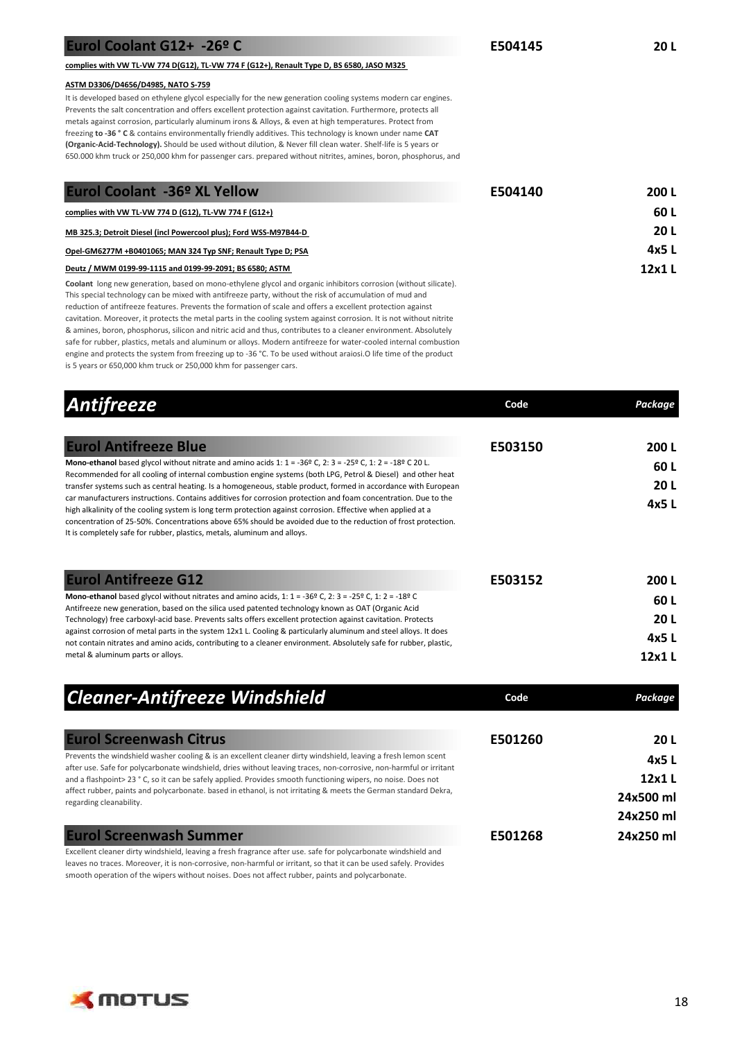## Eurol Coolant G12+ -26º C

**E504145** — **20 L**

**complies with VW TL-VW 774 D(G12), TL-VW 774 F (G12+), Renault Type D, BS 6580, JASO M325**

**ASTM D3306/D4656/D4985, NATO S-759**

It is developed based on ethylene glycol especially for the new generation cooling systems modern car engines. Prevents the salt concentration and offers excellent protection against cavitation. Furthermore, protects all metals against corrosion, particularly aluminum irons & Alloys, & even at high temperatures. Protect from freezing **to -36 ° C** & contains environmentally friendly additives. This technology is known under name **CAT (Organic-Acid-Technology).** Should be used without dilution, & Never fill clean water. Shelf-life is 5 years or 650.000 khm truck or 250,000 khm for passenger cars. prepared without nitrites, amines, boron, phosphorus, and

## Eurol Coolant -36º XL Yellow

**E504140** — **200 L, 60 L, 20 L, 4x5 L, 12x1 L**

**complies with VW TL-VW 774 D (G12), TL-VW 774 F (G12+)**

**MB 325.3; Detroit Diesel (incl Powercool plus); Ford WSS-M97B44-D**

**Opel-GM6277M +B0401065; MAN 324 Typ SNF; Renault Type D; PSA**

**Deutz / MWM 0199-99-1115 and 0199-99-2091; BS 6580; ASTM**

**Coolant** long new generation, based on mono-ethylene glycol and organic inhibitors corrosion (without silicate). This special technology can be mixed with antifreeze party, without the risk of accumulation of mud and reduction of antifreeze features. Prevents the formation of scale and offers a excellent protection against cavitation. Moreover, it protects the metal parts in the cooling system against corrosion. It is not without nitrite & amines, boron, phosphorus, silicon and nitric acid and thus, contributes to a cleaner environment. Absolutely safe for rubber, plastics, metals and aluminum or alloys. Modern antifreeze for water-cooled internal combustion engine and protects the system from freezing up to -36 °C. To be used without araiosi.O life time of the product is 5 years or 650,000 khm truck or 250,000 khm for passenger cars.

# *Antifreeze*

| Code | *Package* |
|---|---|

## Eurol Antifreeze Blue

**E503150** — **200 L, 60 L, 20 L, 4x5 L**

**Mono-ethanol** based glycol without nitrate and amino acids 1: 1 = -36º C, 2: 3 = -25º C, 1: 2 = -18º C 20 L. Recommended for all cooling of internal combustion engine systems (both LPG, Petrol & Diesel) and other heat transfer systems such as central heating. Is a homogeneous, stable product, formed in accordance with European car manufacturers instructions. Contains additives for corrosion protection and foam concentration. Due to the high alkalinity of the cooling system is long term protection against corrosion. Effective when applied at a concentration of 25-50%. Concentrations above 65% should be avoided due to the reduction of frost protection. It is completely safe for rubber, plastics, metals, aluminum and alloys.

## Eurol Antifreeze G12

**E503152** — **200 L, 60 L, 20 L, 4x5 L, 12x1 L**

**Mono-ethanol** based glycol without nitrates and amino acids, 1: 1 = -36º C, 2: 3 = -25º C, 1: 2 = -18º C Antifreeze new generation, based on the silica used patented technology known as OAT (Organic Acid Technology) free carboxyl-acid base. Prevents salts offers excellent protection against cavitation. Protects against corrosion of metal parts in the system 12x1 L. Cooling & particularly aluminum and steel alloys. It does not contain nitrates and amino acids, contributing to a cleaner environment. Absolutely safe for rubber, plastic, metal & aluminum parts or alloys.

# *Cleaner-Antifreeze Windshield*

| Code | *Package* |
|---|---|

## Eurol Screenwash Citrus

**E501260** — **20 L, 4x5 L, 12x1 L, 24x500 ml, 24x250 ml**

Prevents the windshield washer cooling & is an excellent cleaner dirty windshield, leaving a fresh lemon scent after use. Safe for polycarbonate windshield, dries without leaving traces, non-corrosive, non-harmful or irritant and a flashpoint> 23 ° C, so it can be safely applied. Provides smooth functioning wipers, no noise. Does not affect rubber, paints and polycarbonate. based in ethanol, is not irritating & meets the German standard Dekra, regarding cleanability.

## Eurol Screenwash Summer

**E501268** — **24x250 ml**

Excellent cleaner dirty windshield, leaving a fresh fragrance after use. safe for polycarbonate windshield and leaves no traces. Moreover, it is non-corrosive, non-harmful or irritant, so that it can be used safely. Provides smooth operation of the wipers without noises. Does not affect rubber, paints and polycarbonate.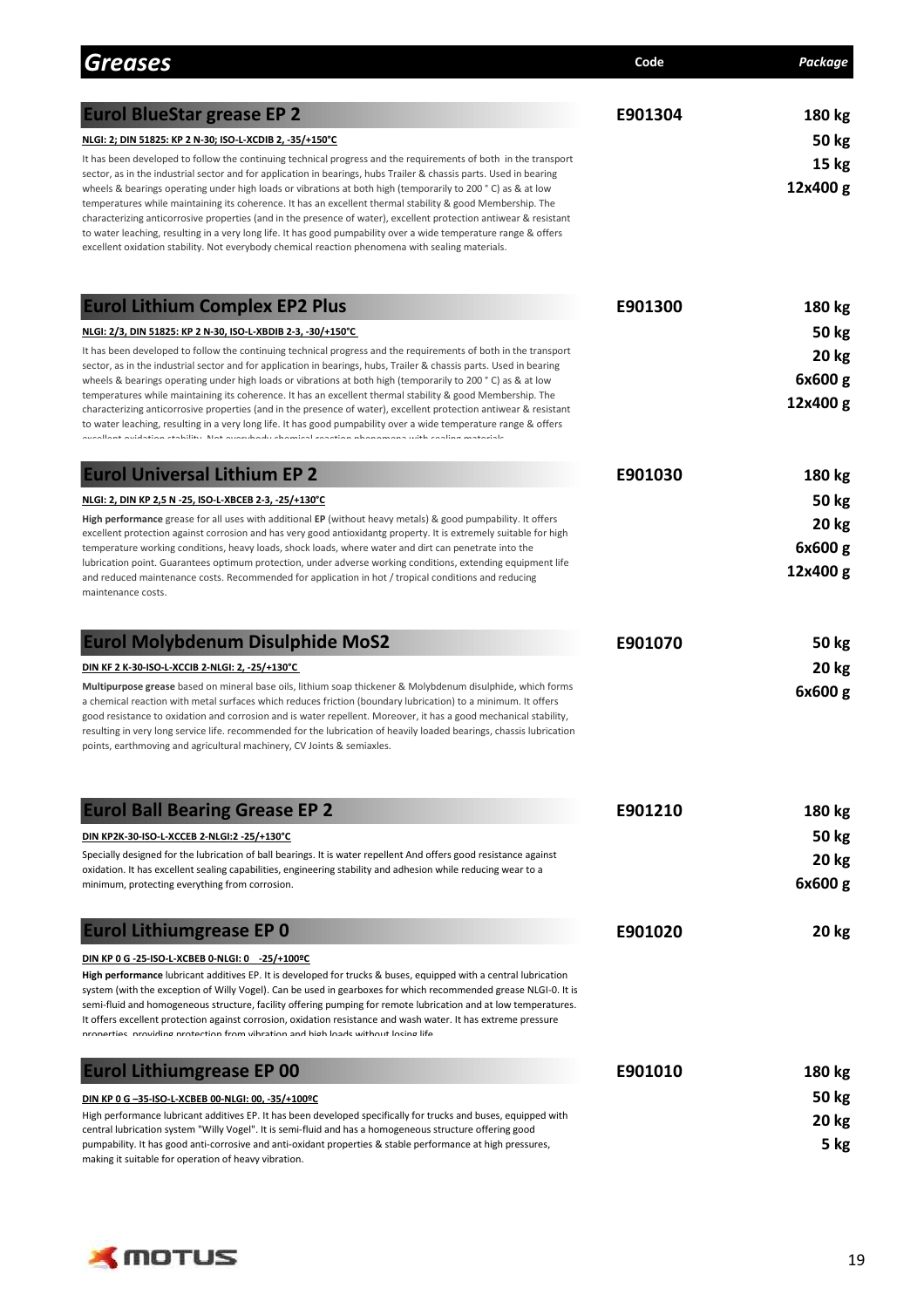# Greases

| | Code | Package |
|---|---|---|

## Eurol BlueStar grease EP 2

**Code:** E901304

**Package:** 180 kg, 50 kg, 15 kg, 12x400 g

NLGI: 2; DIN 51825: KP 2 N-30; ISO-L-XCDIB 2, -35/+150°C

It has been developed to follow the continuing technical progress and the requirements of both in the transport sector, as in the industrial sector and for application in bearings, hubs Trailer & chassis parts. Used in bearing wheels & bearings operating under high loads or vibrations at both high (temporarily to 200 ° C) as & at low temperatures while maintaining its coherence. It has an excellent thermal stability & good Membership. The characterizing anticorrosive properties (and in the presence of water), excellent protection antiwear & resistant to water leaching, resulting in a very long life. It has good pumpability over a wide temperature range & offers excellent oxidation stability. Not everybody chemical reaction phenomena with sealing materials.

## Eurol Lithium Complex EP2 Plus

**Code:** E901300

**Package:** 180 kg, 50 kg, 20 kg, 6x600 g, 12x400 g

NLGI: 2/3, DIN 51825: KP 2 N-30, ISO-L-XBDIB 2-3, -30/+150°C

It has been developed to follow the continuing technical progress and the requirements of both in the transport sector, as in the industrial sector and for application in bearings, hubs, Trailer & chassis parts. Used in bearing wheels & bearings operating under high loads or vibrations at both high (temporarily to 200 ° C) as & at low temperatures while maintaining its coherence. It has an excellent thermal stability & good Membership. The characterizing anticorrosive properties (and in the presence of water), excellent protection antiwear & resistant to water leaching, resulting in a very long life. It has good pumpability over a wide temperature range & offers excellent oxidation stability. Not everybody chemical reaction phenomena with sealing materials.

## Eurol Universal Lithium EP 2

**Code:** E901030

**Package:** 180 kg, 50 kg, 20 kg, 6x600 g, 12x400 g

NLGI: 2, DIN KP 2,5 N -25, ISO-L-XBCEB 2-3, -25/+130°C

**High performance** grease for all uses with additional **EP** (without heavy metals) & good pumpability. It offers excellent protection against corrosion and has very good antioxidantg property. It is extremely suitable for high temperature working conditions, heavy loads, shock loads, where water and dirt can penetrate into the lubrication point. Guarantees optimum protection, under adverse working conditions, extending equipment life and reduced maintenance costs. Recommended for application in hot / tropical conditions and reducing maintenance costs.

## Eurol Molybdenum Disulphide MoS2

**Code:** E901070

**Package:** 50 kg, 20 kg, 6x600 g

DIN KF 2 K-30-ISO-L-XCCIB 2-NLGI: 2, -25/+130°C

**Multipurpose grease** based on mineral base oils, lithium soap thickener & Molybdenum disulphide, which forms a chemical reaction with metal surfaces which reduces friction (boundary lubrication) to a minimum. It offers good resistance to oxidation and corrosion and is water repellent. Moreover, it has a good mechanical stability, resulting in very long service life. recommended for the lubrication of heavily loaded bearings, chassis lubrication points, earthmoving and agricultural machinery, CV Joints & semiaxles.

## Eurol Ball Bearing Grease EP 2

**Code:** E901210

**Package:** 180 kg, 50 kg, 20 kg, 6x600 g

DIN KP2K-30-ISO-L-XCCEB 2-NLGI:2 -25/+130°C

Specially designed for the lubrication of ball bearings. It is water repellent And offers good resistance against oxidation. It has excellent sealing capabilities, engineering stability and adhesion while reducing wear to a minimum, protecting everything from corrosion.

## Eurol Lithiumgrease EP 0

**Code:** E901020

**Package:** 20 kg

DIN KP 0 G -25-ISO-L-XCBEB 0-NLGI: 0 -25/+100ºC

**High performance** lubricant additives EP. It is developed for trucks & buses, equipped with a central lubrication system (with the exception of Willy Vogel). Can be used in gearboxes for which recommended grease NLGI-0. It is semi-fluid and homogeneous structure, facility offering pumping for remote lubrication and at low temperatures. It offers excellent protection against corrosion, oxidation resistance and wash water. It has extreme pressure properties, providing protection from vibration and high loads without losing life.

## Eurol Lithiumgrease EP 00

**Code:** E901010

**Package:** 180 kg, 50 kg, 20 kg, 5 kg

DIN KP 0 G –35-ISO-L-XCBEB 00-NLGI: 00, -35/+100ºC

High performance lubricant additives EP. It has been developed specifically for trucks and buses, equipped with central lubrication system "Willy Vogel". It is semi-fluid and has a homogeneous structure offering good pumpability. It has good anti-corrosive and anti-oxidant properties & stable performance at high pressures, making it suitable for operation of heavy vibration.

MOTUS